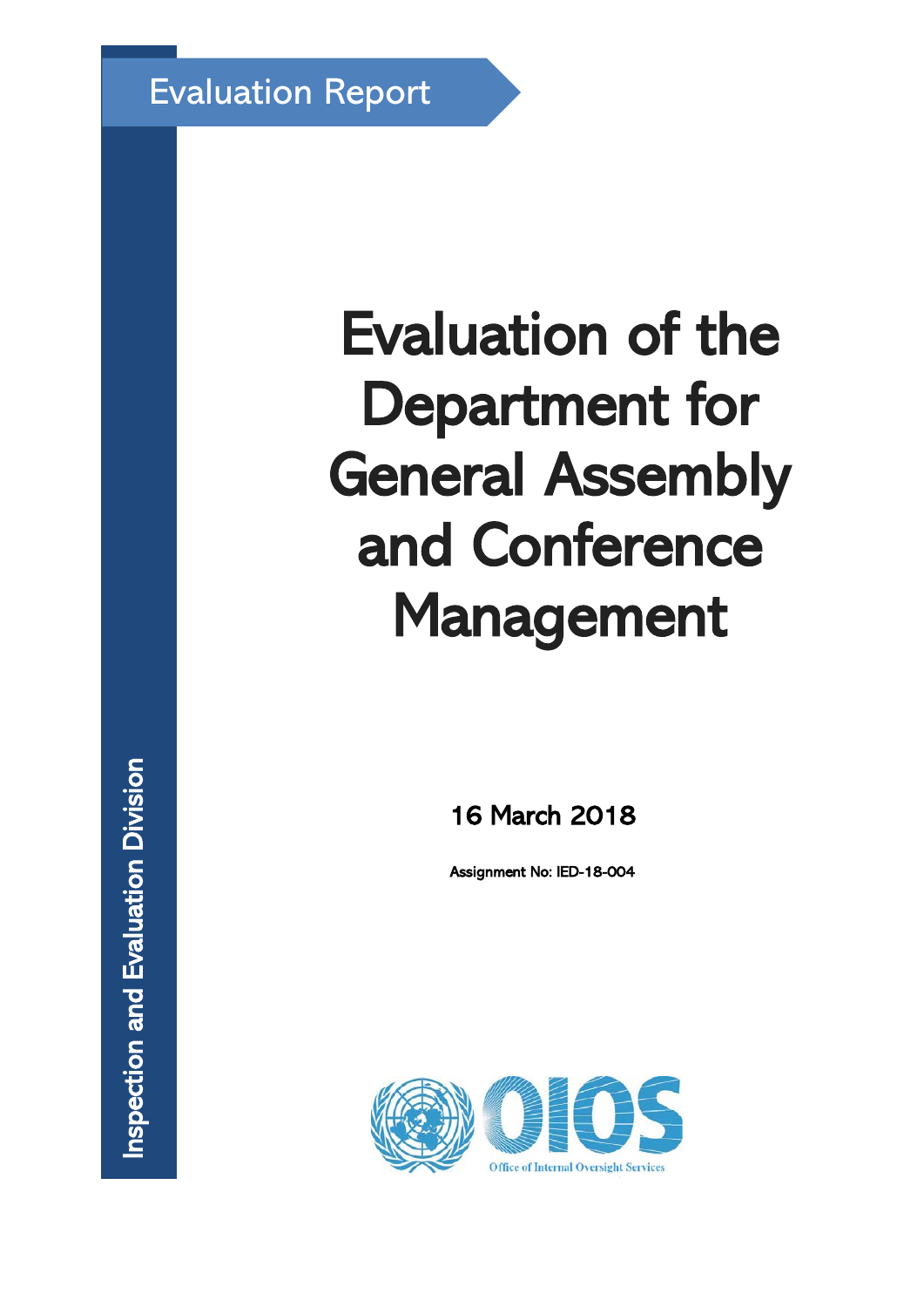Evaluation Report

# Evaluation of the Department for General Assembly and Conference Management

16 March 2018

Assignment No: IED-18-004

Inspection and Evaluation Division

Office of Internal Oversight Services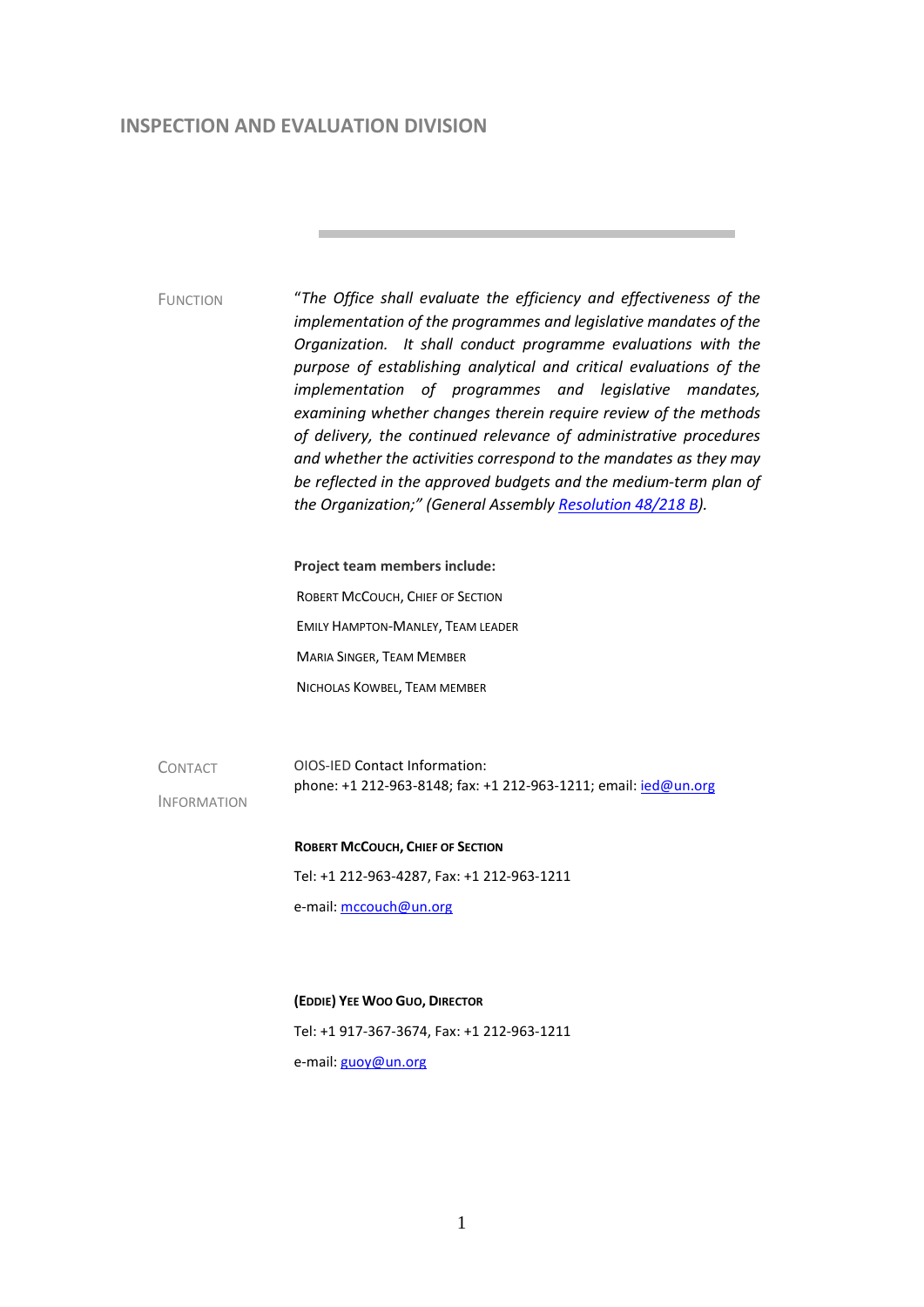# INSPECTION AND EVALUATION DIVISION

FUNCTION

*"The Office shall evaluate the efficiency and effectiveness of the implementation of the programmes and legislative mandates of the Organization. It shall conduct programme evaluations with the purpose of establishing analytical and critical evaluations of the implementation of programmes and legislative mandates, examining whether changes therein require review of the methods of delivery, the continued relevance of administrative procedures and whether the activities correspond to the mandates as they may be reflected in the approved budgets and the medium-term plan of the Organization;" (General Assembly [Resolution 48/218 B](Resolution 48/218 B)).*

**Project team members include:**

ROBERT MCCOUCH, CHIEF OF SECTION

EMILY HAMPTON-MANLEY, TEAM LEADER

MARIA SINGER, TEAM MEMBER

NICHOLAS KOWBEL, TEAM MEMBER

CONTACT INFORMATION

OIOS-IED Contact Information:
phone: +1 212-963-8148; fax: +1 212-963-1211; email: ied@un.org

**ROBERT MCCOUCH, CHIEF OF SECTION**

Tel: +1 212-963-4287, Fax: +1 212-963-1211

e-mail: mccouch@un.org

**(EDDIE) YEE WOO GUO, DIRECTOR**

Tel: +1 917-367-3674, Fax: +1 212-963-1211

e-mail: guoy@un.org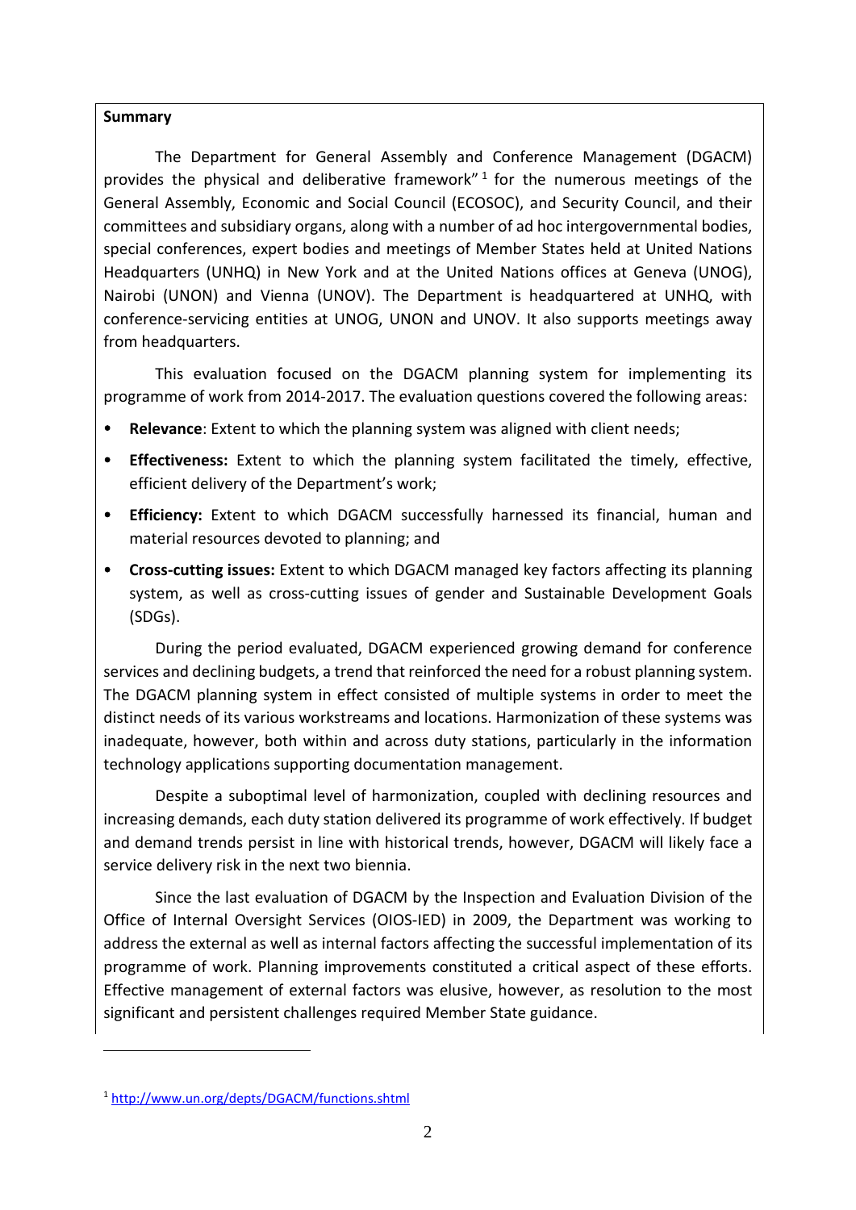**Summary**

The Department for General Assembly and Conference Management (DGACM) provides the physical and deliberative framework"[1] for the numerous meetings of the General Assembly, Economic and Social Council (ECOSOC), and Security Council, and their committees and subsidiary organs, along with a number of ad hoc intergovernmental bodies, special conferences, expert bodies and meetings of Member States held at United Nations Headquarters (UNHQ) in New York and at the United Nations offices at Geneva (UNOG), Nairobi (UNON) and Vienna (UNOV). The Department is headquartered at UNHQ, with conference-servicing entities at UNOG, UNON and UNOV. It also supports meetings away from headquarters.

This evaluation focused on the DGACM planning system for implementing its programme of work from 2014-2017. The evaluation questions covered the following areas:

- **Relevance**: Extent to which the planning system was aligned with client needs;
- **Effectiveness:** Extent to which the planning system facilitated the timely, effective, efficient delivery of the Department's work;
- **Efficiency:** Extent to which DGACM successfully harnessed its financial, human and material resources devoted to planning; and
- **Cross-cutting issues:** Extent to which DGACM managed key factors affecting its planning system, as well as cross-cutting issues of gender and Sustainable Development Goals (SDGs).

During the period evaluated, DGACM experienced growing demand for conference services and declining budgets, a trend that reinforced the need for a robust planning system. The DGACM planning system in effect consisted of multiple systems in order to meet the distinct needs of its various workstreams and locations. Harmonization of these systems was inadequate, however, both within and across duty stations, particularly in the information technology applications supporting documentation management.

Despite a suboptimal level of harmonization, coupled with declining resources and increasing demands, each duty station delivered its programme of work effectively. If budget and demand trends persist in line with historical trends, however, DGACM will likely face a service delivery risk in the next two biennia.

Since the last evaluation of DGACM by the Inspection and Evaluation Division of the Office of Internal Oversight Services (OIOS-IED) in 2009, the Department was working to address the external as well as internal factors affecting the successful implementation of its programme of work. Planning improvements constituted a critical aspect of these efforts. Effective management of external factors was elusive, however, as resolution to the most significant and persistent challenges required Member State guidance.

---

[1] http://www.un.org/depts/DGACM/functions.shtml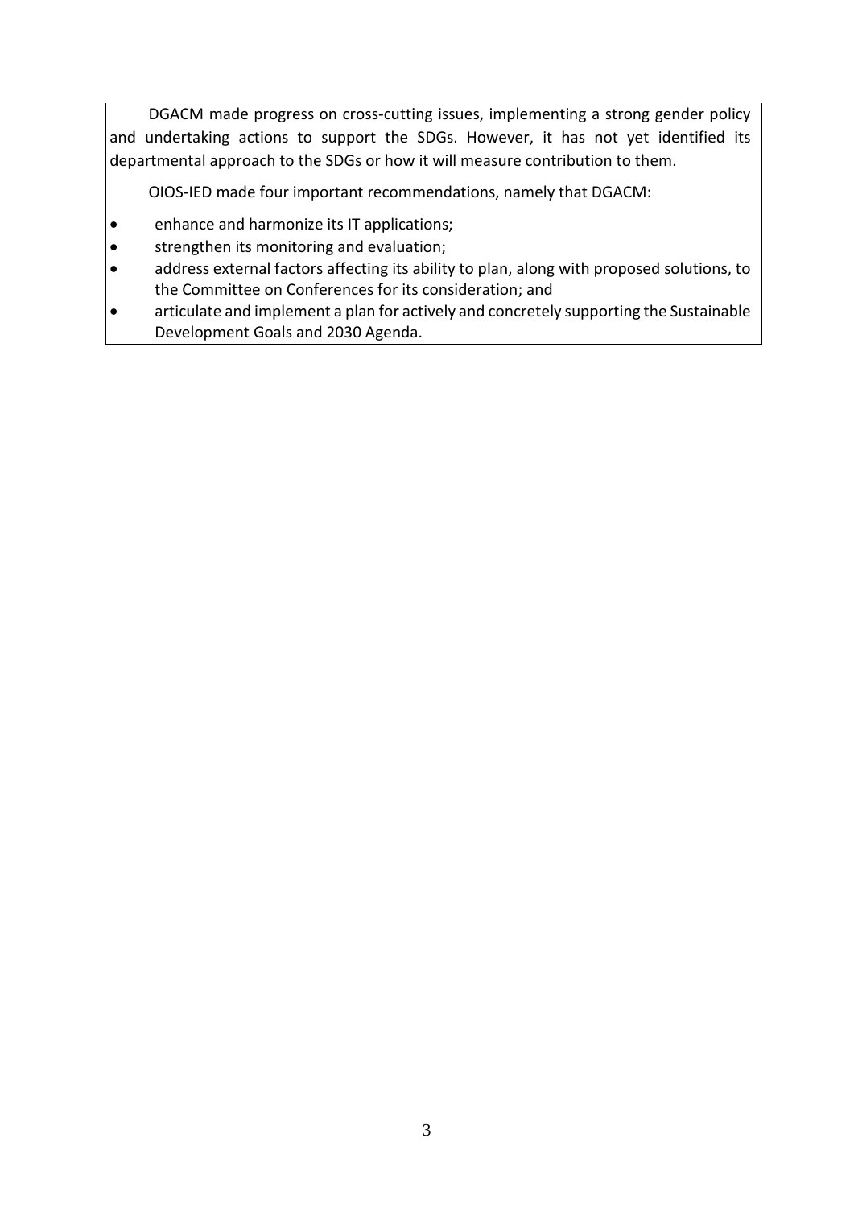DGACM made progress on cross-cutting issues, implementing a strong gender policy and undertaking actions to support the SDGs. However, it has not yet identified its departmental approach to the SDGs or how it will measure contribution to them.

OIOS-IED made four important recommendations, namely that DGACM:

- enhance and harmonize its IT applications;
- strengthen its monitoring and evaluation;
- address external factors affecting its ability to plan, along with proposed solutions, to the Committee on Conferences for its consideration; and
- articulate and implement a plan for actively and concretely supporting the Sustainable Development Goals and 2030 Agenda.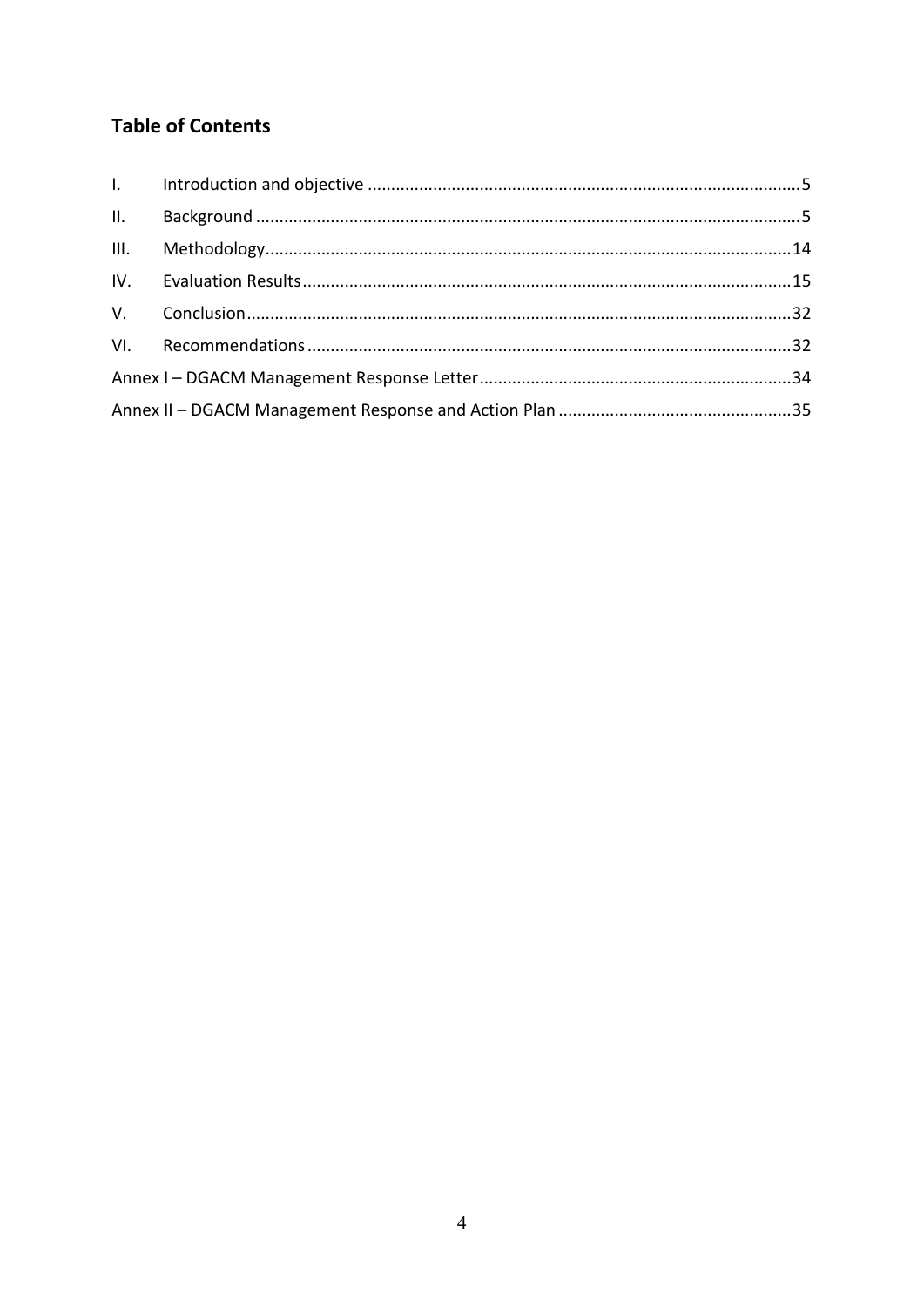## Table of Contents

| | | |
|---|---|---|
| I. | Introduction and objective | 5 |
| II. | Background | 5 |
| III. | Methodology | 14 |
| IV. | Evaluation Results | 15 |
| V. | Conclusion | 32 |
| VI. | Recommendations | 32 |
| Annex I – DGACM Management Response Letter | | 34 |
| Annex II – DGACM Management Response and Action Plan | | 35 |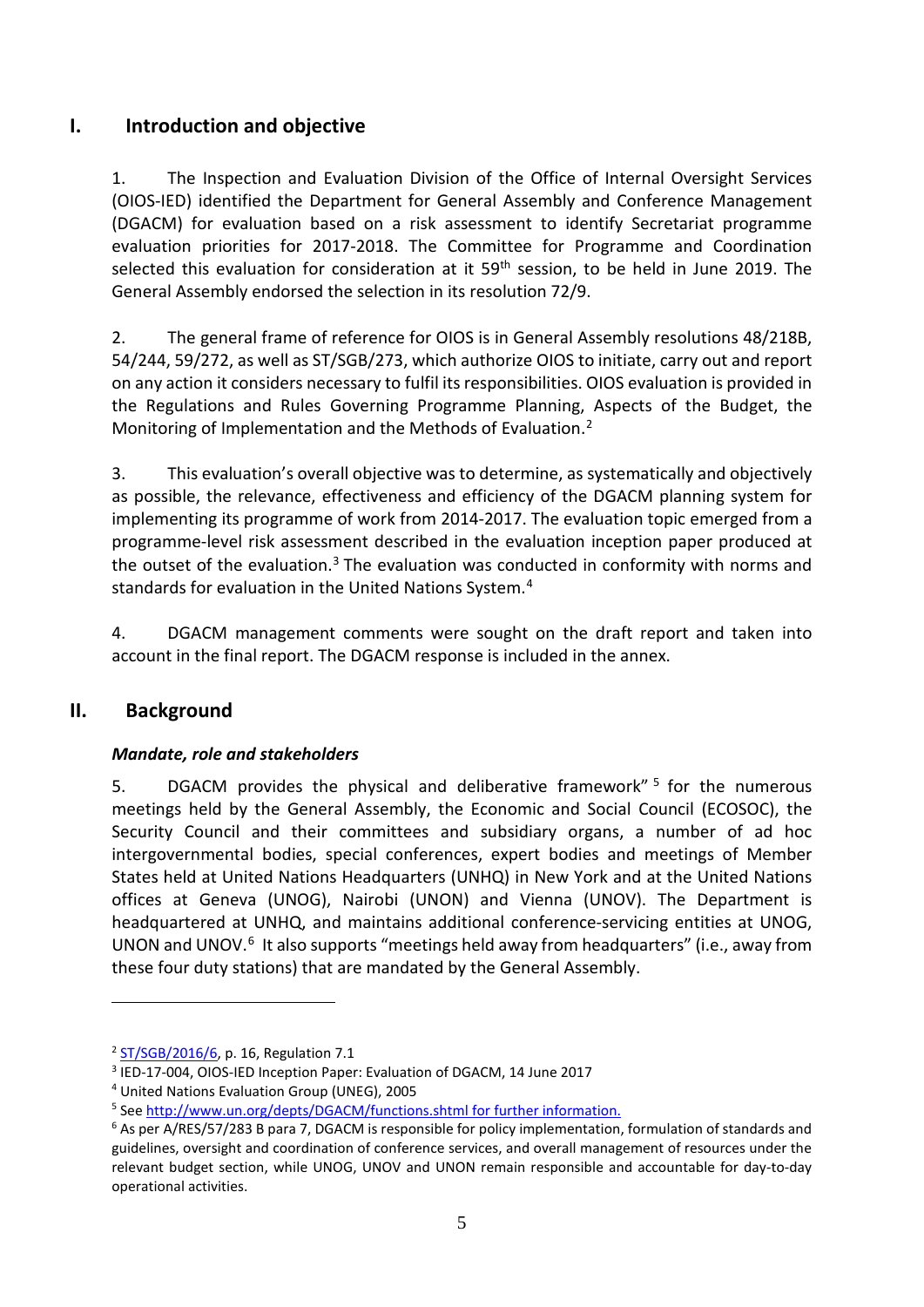## I. Introduction and objective

1. The Inspection and Evaluation Division of the Office of Internal Oversight Services (OIOS-IED) identified the Department for General Assembly and Conference Management (DGACM) for evaluation based on a risk assessment to identify Secretariat programme evaluation priorities for 2017-2018. The Committee for Programme and Coordination selected this evaluation for consideration at it 59th session, to be held in June 2019. The General Assembly endorsed the selection in its resolution 72/9.

2. The general frame of reference for OIOS is in General Assembly resolutions 48/218B, 54/244, 59/272, as well as ST/SGB/273, which authorize OIOS to initiate, carry out and report on any action it considers necessary to fulfil its responsibilities. OIOS evaluation is provided in the Regulations and Rules Governing Programme Planning, Aspects of the Budget, the Monitoring of Implementation and the Methods of Evaluation.[2]

3. This evaluation's overall objective was to determine, as systematically and objectively as possible, the relevance, effectiveness and efficiency of the DGACM planning system for implementing its programme of work from 2014-2017. The evaluation topic emerged from a programme-level risk assessment described in the evaluation inception paper produced at the outset of the evaluation.[3] The evaluation was conducted in conformity with norms and standards for evaluation in the United Nations System.[4]

4. DGACM management comments were sought on the draft report and taken into account in the final report. The DGACM response is included in the annex.

## II. Background

### *Mandate, role and stakeholders*

5. DGACM provides the physical and deliberative framework"[5] for the numerous meetings held by the General Assembly, the Economic and Social Council (ECOSOC), the Security Council and their committees and subsidiary organs, a number of ad hoc intergovernmental bodies, special conferences, expert bodies and meetings of Member States held at United Nations Headquarters (UNHQ) in New York and at the United Nations offices at Geneva (UNOG), Nairobi (UNON) and Vienna (UNOV). The Department is headquartered at UNHQ, and maintains additional conference-servicing entities at UNOG, UNON and UNOV.[6] It also supports "meetings held away from headquarters" (i.e., away from these four duty stations) that are mandated by the General Assembly.

---

[2] ST/SGB/2016/6, p. 16, Regulation 7.1

[3] IED-17-004, OIOS-IED Inception Paper: Evaluation of DGACM, 14 June 2017

[4] United Nations Evaluation Group (UNEG), 2005

[5] See http://www.un.org/depts/DGACM/functions.shtml for further information.

[6] As per A/RES/57/283 B para 7, DGACM is responsible for policy implementation, formulation of standards and guidelines, oversight and coordination of conference services, and overall management of resources under the relevant budget section, while UNOG, UNOV and UNON remain responsible and accountable for day-to-day operational activities.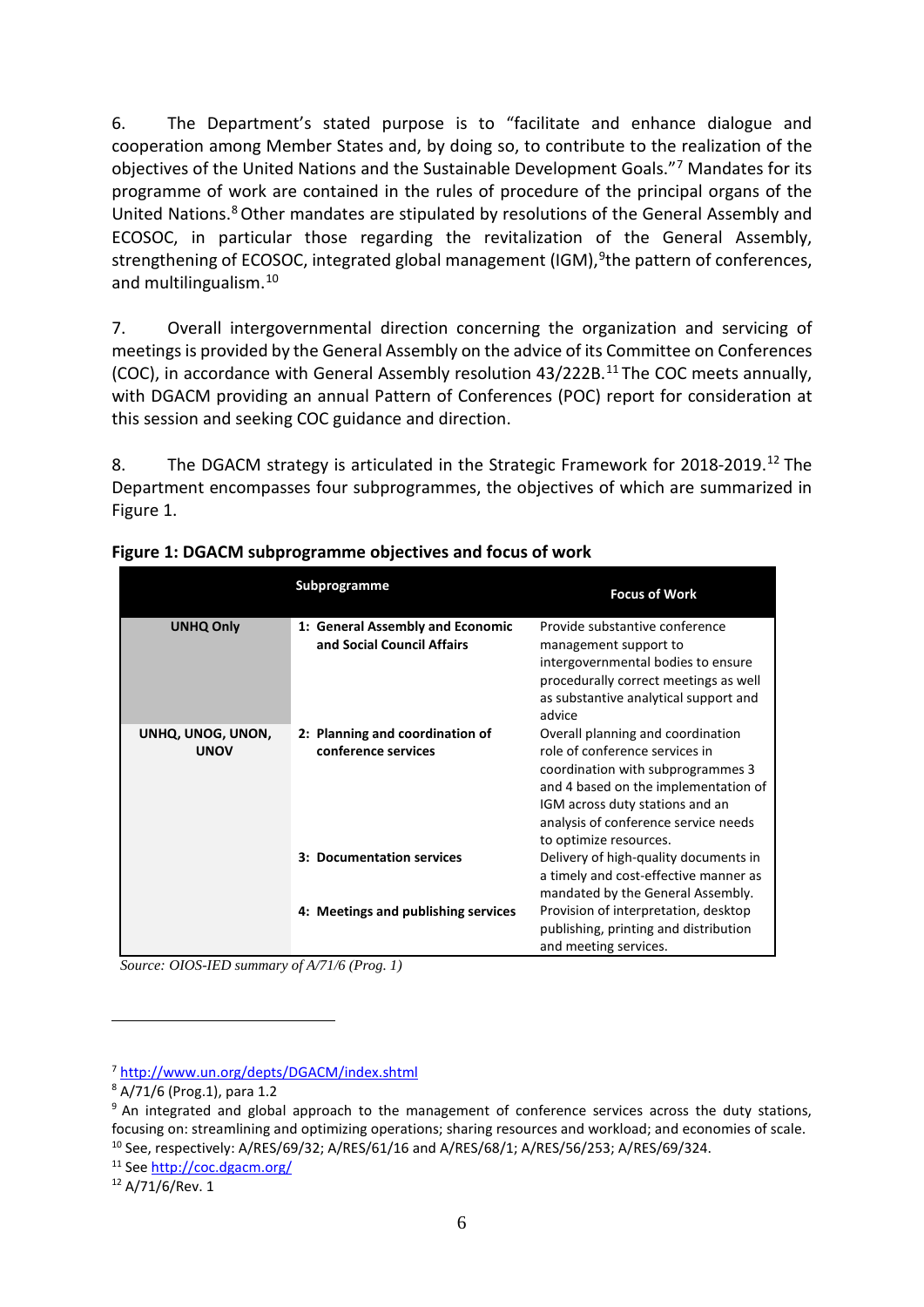6. The Department's stated purpose is to "facilitate and enhance dialogue and cooperation among Member States and, by doing so, to contribute to the realization of the objectives of the United Nations and the Sustainable Development Goals."[7] Mandates for its programme of work are contained in the rules of procedure of the principal organs of the United Nations.[8] Other mandates are stipulated by resolutions of the General Assembly and ECOSOC, in particular those regarding the revitalization of the General Assembly, strengthening of ECOSOC, integrated global management (IGM),[9] the pattern of conferences, and multilingualism.[10]

7. Overall intergovernmental direction concerning the organization and servicing of meetings is provided by the General Assembly on the advice of its Committee on Conferences (COC), in accordance with General Assembly resolution 43/222B.[11] The COC meets annually, with DGACM providing an annual Pattern of Conferences (POC) report for consideration at this session and seeking COC guidance and direction.

8. The DGACM strategy is articulated in the Strategic Framework for 2018-2019.[12] The Department encompasses four subprogrammes, the objectives of which are summarized in Figure 1.

**Figure 1: DGACM subprogramme objectives and focus of work**

| | Subprogramme | Focus of Work |
|---|---|---|
| **UNHQ Only** | **1: General Assembly and Economic and Social Council Affairs** | Provide substantive conference management support to intergovernmental bodies to ensure procedurally correct meetings as well as substantive analytical support and advice |
| **UNHQ, UNOG, UNON, UNOV** | **2: Planning and coordination of conference services** | Overall planning and coordination role of conference services in coordination with subprogrammes 3 and 4 based on the implementation of IGM across duty stations and an analysis of conference service needs to optimize resources. |
| | **3: Documentation services** | Delivery of high-quality documents in a timely and cost-effective manner as mandated by the General Assembly. |
| | **4: Meetings and publishing services** | Provision of interpretation, desktop publishing, printing and distribution and meeting services. |

*Source: OIOS-IED summary of A/71/6 (Prog. 1)*

---

[7] http://www.un.org/depts/DGACM/index.shtml

[8] A/71/6 (Prog.1), para 1.2

[9] An integrated and global approach to the management of conference services across the duty stations, focusing on: streamlining and optimizing operations; sharing resources and workload; and economies of scale.

[10] See, respectively: A/RES/69/32; A/RES/61/16 and A/RES/68/1; A/RES/56/253; A/RES/69/324.

[11] See http://coc.dgacm.org/

[12] A/71/6/Rev. 1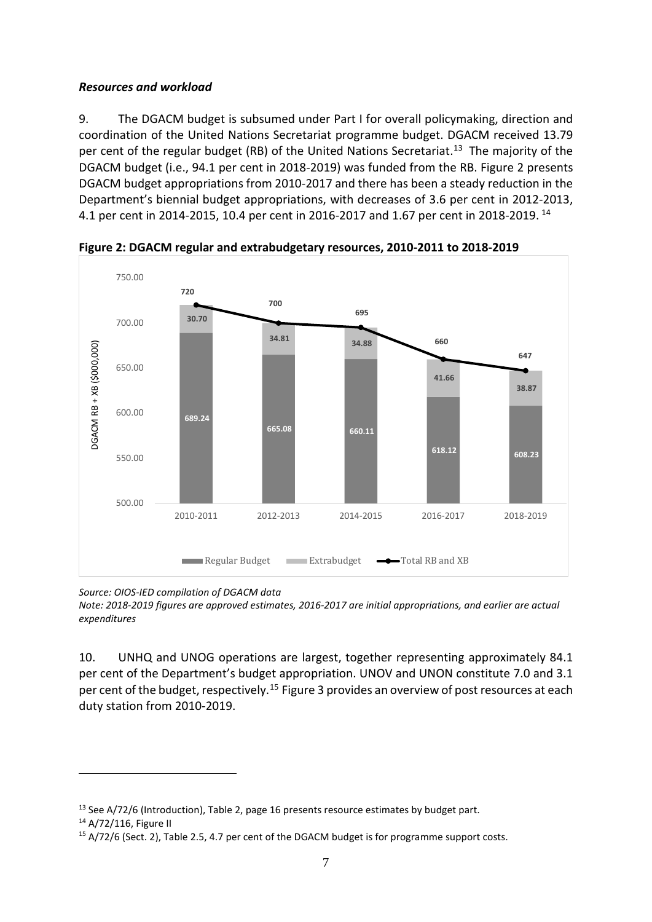***Resources and workload***

9. The DGACM budget is subsumed under Part I for overall policymaking, direction and coordination of the United Nations Secretariat programme budget. DGACM received 13.79 per cent of the regular budget (RB) of the United Nations Secretariat.[13] The majority of the DGACM budget (i.e., 94.1 per cent in 2018-2019) was funded from the RB. Figure 2 presents DGACM budget appropriations from 2010-2017 and there has been a steady reduction in the Department's biennial budget appropriations, with decreases of 3.6 per cent in 2012-2013, 4.1 per cent in 2014-2015, 10.4 per cent in 2016-2017 and 1.67 per cent in 2018-2019.[14]

**Figure 2: DGACM regular and extrabudgetary resources, 2010-2011 to 2018-2019**

| DGACM RB + XB ($000,000) | 2010-2011 | 2012-2013 | 2014-2015 | 2016-2017 | 2018-2019 |
|---|---|---|---|---|---|
| Regular Budget | 689.24 | 665.08 | 660.11 | 618.12 | 608.23 |
| Extrabudget | 30.70 | 34.81 | 34.88 | 41.66 | 38.87 |
| Total RB and XB | 720 | 700 | 695 | 660 | 647 |

*Source: OIOS-IED compilation of DGACM data*

*Note: 2018-2019 figures are approved estimates, 2016-2017 are initial appropriations, and earlier are actual expenditures*

10. UNHQ and UNOG operations are largest, together representing approximately 84.1 per cent of the Department's budget appropriation. UNOV and UNON constitute 7.0 and 3.1 per cent of the budget, respectively.[15] Figure 3 provides an overview of post resources at each duty station from 2010-2019.

---

[13] See A/72/6 (Introduction), Table 2, page 16 presents resource estimates by budget part.

[14] A/72/116, Figure II

[15] A/72/6 (Sect. 2), Table 2.5, 4.7 per cent of the DGACM budget is for programme support costs.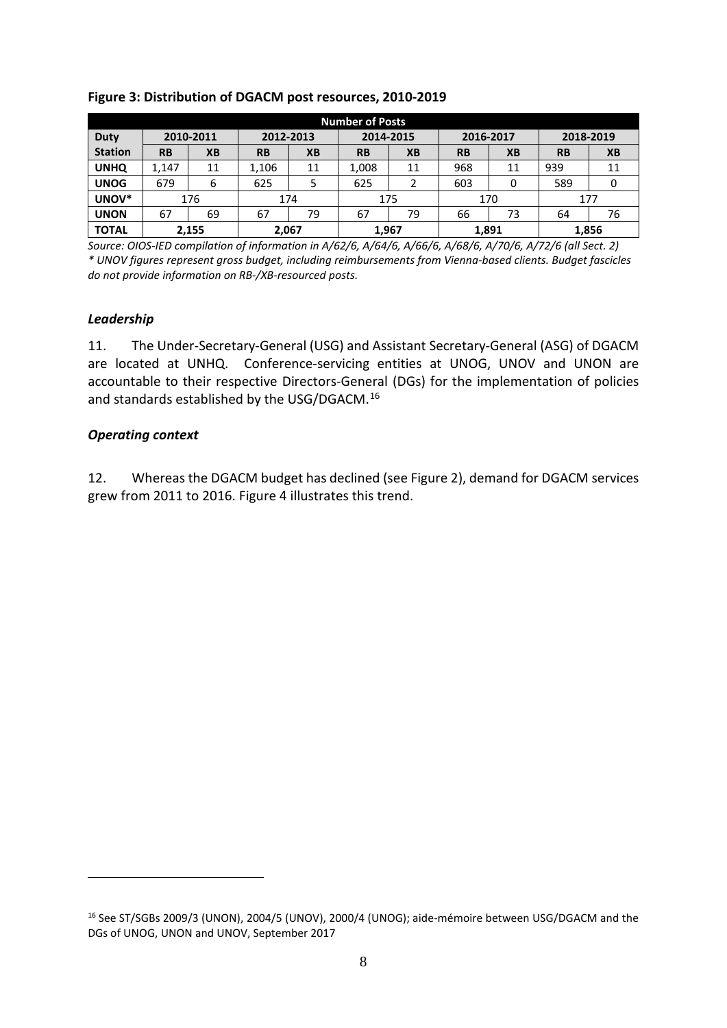**Figure 3: Distribution of DGACM post resources, 2010-2019**

| Number of Posts | | | | | | | | | | |
|---|---|---|---|---|---|---|---|---|---|---|
| Duty Station | 2010-2011 | | 2012-2013 | | 2014-2015 | | 2016-2017 | | 2018-2019 | |
| | RB | XB | RB | XB | RB | XB | RB | XB | RB | XB |
| **UNHQ** | 1,147 | 11 | 1,106 | 11 | 1,008 | 11 | 968 | 11 | 939 | 11 |
| **UNOG** | 679 | 6 | 625 | 5 | 625 | 2 | 603 | 0 | 589 | 0 |
| **UNOV*** | 176 | | 174 | | 175 | | 170 | | 177 | |
| **UNON** | 67 | 69 | 67 | 79 | 67 | 79 | 66 | 73 | 64 | 76 |
| **TOTAL** | 2,155 | | 2,067 | | 1,967 | | 1,891 | | 1,856 | |

*Source: OIOS-IED compilation of information in A/62/6, A/64/6, A/66/6, A/68/6, A/70/6, A/72/6 (all Sect. 2)*
*\* UNOV figures represent gross budget, including reimbursements from Vienna-based clients. Budget fascicles do not provide information on RB-/XB-resourced posts.*

### *Leadership*

11. The Under-Secretary-General (USG) and Assistant Secretary-General (ASG) of DGACM are located at UNHQ. Conference-servicing entities at UNOG, UNOV and UNON are accountable to their respective Directors-General (DGs) for the implementation of policies and standards established by the USG/DGACM.[16]

### *Operating context*

12. Whereas the DGACM budget has declined (see Figure 2), demand for DGACM services grew from 2011 to 2016. Figure 4 illustrates this trend.

[16] See ST/SGBs 2009/3 (UNON), 2004/5 (UNOV), 2000/4 (UNOG); aide-mémoire between USG/DGACM and the DGs of UNOG, UNON and UNOV, September 2017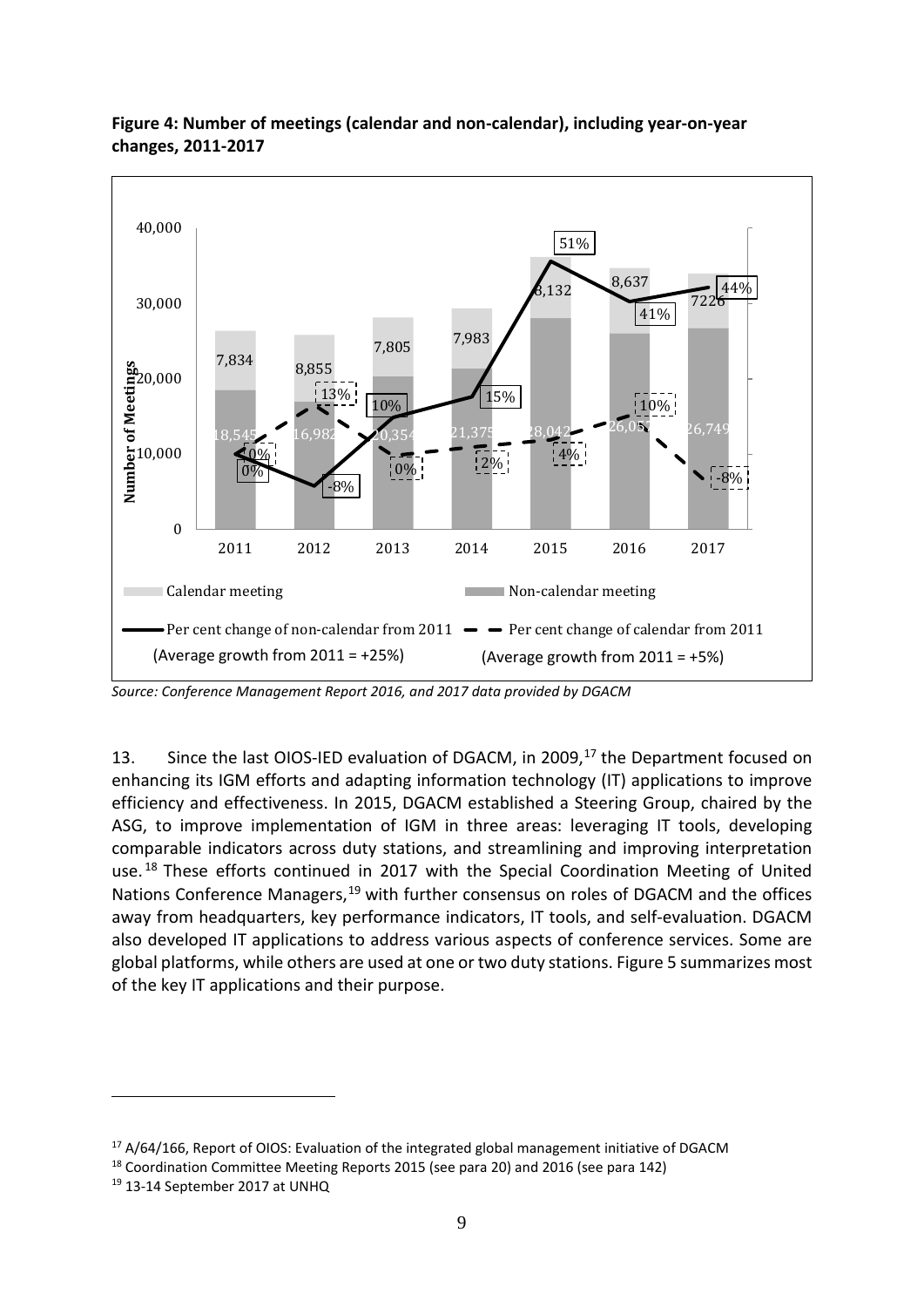**Figure 4: Number of meetings (calendar and non-calendar), including year-on-year changes, 2011-2017**

| Year | Non-calendar meeting | Calendar meeting | Per cent change of non-calendar from 2011 | Per cent change of calendar from 2011 |
|---|---|---|---|---|
| 2011 | 18,545 | 7,834 | 0% | 0% |
| 2012 | 16,982 | 8,855 | -8% | 13% |
| 2013 | 20,354 | 7,805 | 10% | 0% |
| 2014 | 21,375 | 7,983 | 15% | 2% |
| 2015 | 28,042 | 8,132 | 51% | 4% |
| 2016 | 26,05? | 8,637 | 41% | 10% |
| 2017 | 26,749 | 7226 | 44% | -8% |

(Average growth from 2011 = +25%) (Average growth from 2011 = +5%)

*Source: Conference Management Report 2016, and 2017 data provided by DGACM*

13. Since the last OIOS-IED evaluation of DGACM, in 2009,[17] the Department focused on enhancing its IGM efforts and adapting information technology (IT) applications to improve efficiency and effectiveness. In 2015, DGACM established a Steering Group, chaired by the ASG, to improve implementation of IGM in three areas: leveraging IT tools, developing comparable indicators across duty stations, and streamlining and improving interpretation use.[18] These efforts continued in 2017 with the Special Coordination Meeting of United Nations Conference Managers,[19] with further consensus on roles of DGACM and the offices away from headquarters, key performance indicators, IT tools, and self-evaluation. DGACM also developed IT applications to address various aspects of conference services. Some are global platforms, while others are used at one or two duty stations. Figure 5 summarizes most of the key IT applications and their purpose.

[17] A/64/166, Report of OIOS: Evaluation of the integrated global management initiative of DGACM

[18] Coordination Committee Meeting Reports 2015 (see para 20) and 2016 (see para 142)

[19] 13-14 September 2017 at UNHQ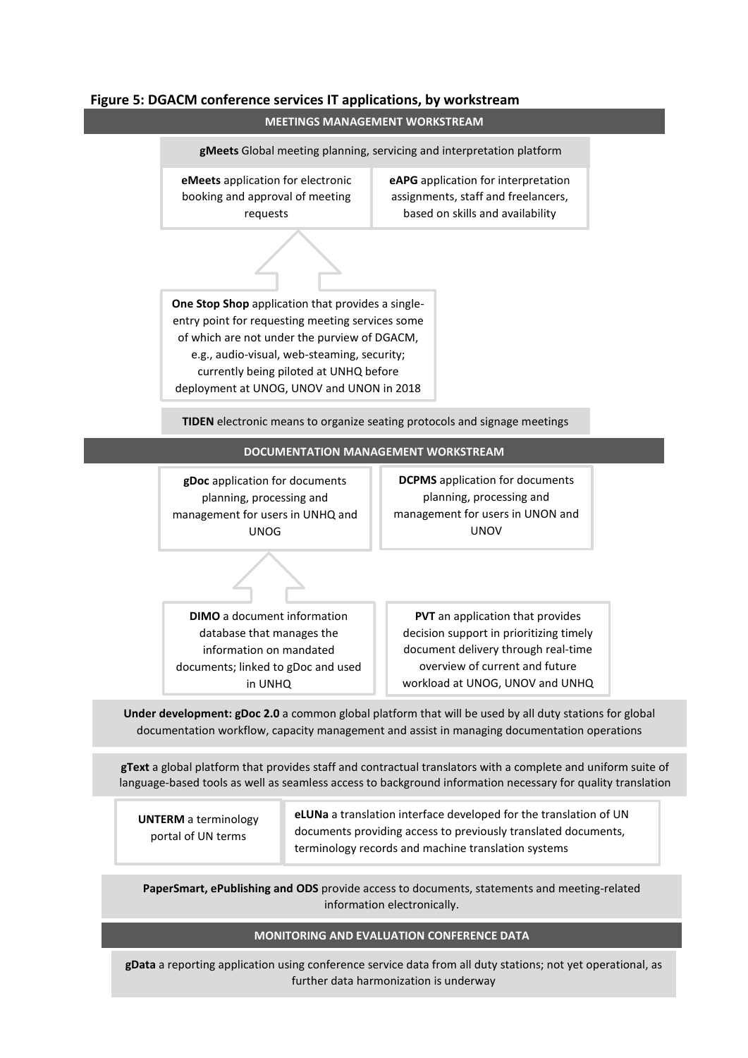**Figure 5: DGACM conference services IT applications, by workstream**

**MEETINGS MANAGEMENT WORKSTREAM**

**gMeets** Global meeting planning, servicing and interpretation platform

**eMeets** application for electronic booking and approval of meeting requests

**eAPG** application for interpretation assignments, staff and freelancers, based on skills and availability

**One Stop Shop** application that provides a single-entry point for requesting meeting services some of which are not under the purview of DGACM, e.g., audio-visual, web-steaming, security; currently being piloted at UNHQ before deployment at UNOG, UNOV and UNON in 2018

**TIDEN** electronic means to organize seating protocols and signage meetings

**DOCUMENTATION MANAGEMENT WORKSTREAM**

**gDoc** application for documents planning, processing and management for users in UNHQ and UNOG

**DCPMS** application for documents planning, processing and management for users in UNON and UNOV

**DIMO** a document information database that manages the information on mandated documents; linked to gDoc and used in UNHQ

**PVT** an application that provides decision support in prioritizing timely document delivery through real-time overview of current and future workload at UNOG, UNOV and UNHQ

**Under development: gDoc 2.0** a common global platform that will be used by all duty stations for global documentation workflow, capacity management and assist in managing documentation operations

**gText** a global platform that provides staff and contractual translators with a complete and uniform suite of language-based tools as well as seamless access to background information necessary for quality translation

**UNTERM** a terminology portal of UN terms

**eLUNa** a translation interface developed for the translation of UN documents providing access to previously translated documents, terminology records and machine translation systems

**PaperSmart, ePublishing and ODS** provide access to documents, statements and meeting-related information electronically.

**MONITORING AND EVALUATION CONFERENCE DATA**

**gData** a reporting application using conference service data from all duty stations; not yet operational, as further data harmonization is underway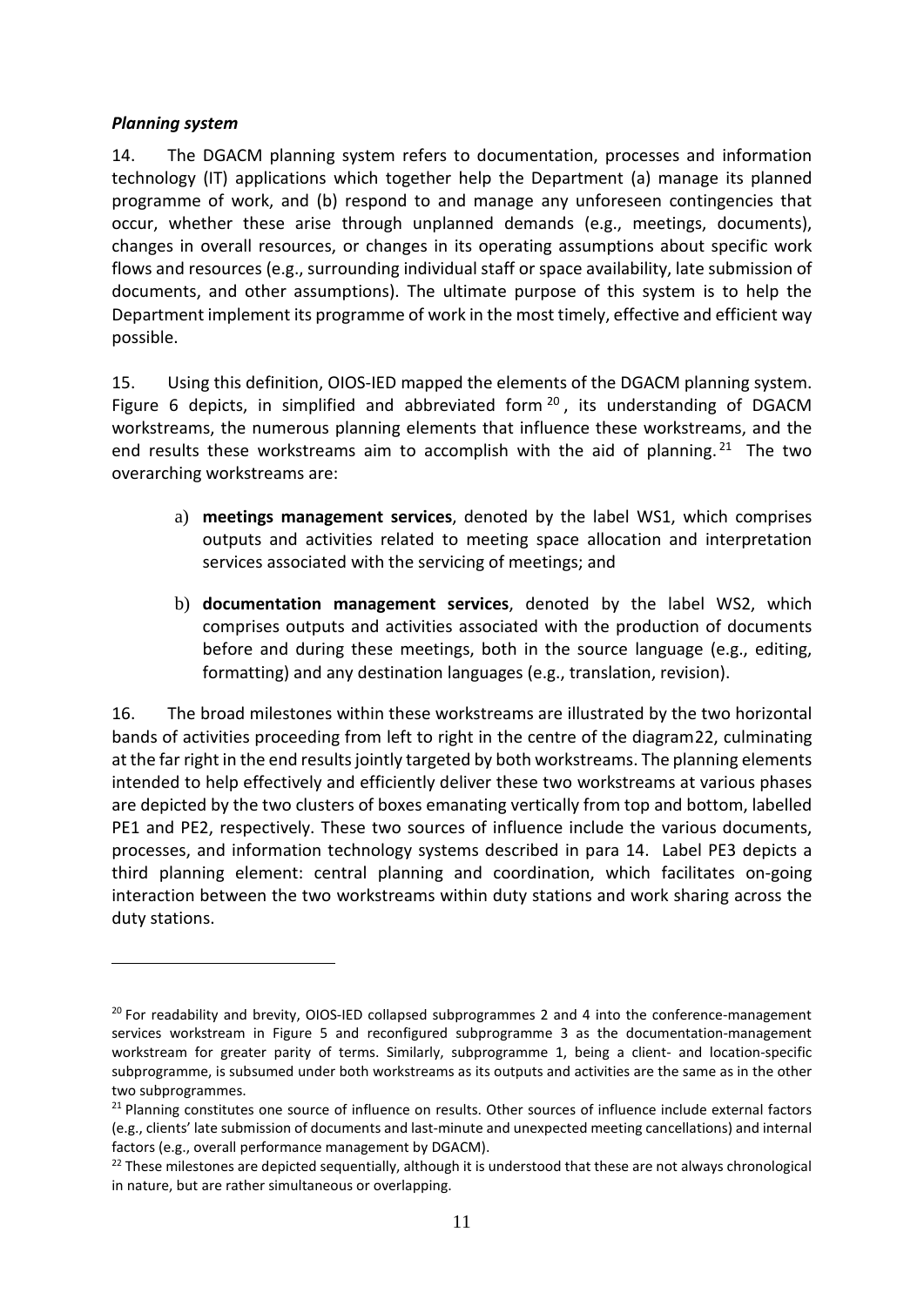### *Planning system*

14. The DGACM planning system refers to documentation, processes and information technology (IT) applications which together help the Department (a) manage its planned programme of work, and (b) respond to and manage any unforeseen contingencies that occur, whether these arise through unplanned demands (e.g., meetings, documents), changes in overall resources, or changes in its operating assumptions about specific work flows and resources (e.g., surrounding individual staff or space availability, late submission of documents, and other assumptions). The ultimate purpose of this system is to help the Department implement its programme of work in the most timely, effective and efficient way possible.

15. Using this definition, OIOS-IED mapped the elements of the DGACM planning system. Figure 6 depicts, in simplified and abbreviated form[20], its understanding of DGACM workstreams, the numerous planning elements that influence these workstreams, and the end results these workstreams aim to accomplish with the aid of planning.[21] The two overarching workstreams are:

a) **meetings management services**, denoted by the label WS1, which comprises outputs and activities related to meeting space allocation and interpretation services associated with the servicing of meetings; and

b) **documentation management services**, denoted by the label WS2, which comprises outputs and activities associated with the production of documents before and during these meetings, both in the source language (e.g., editing, formatting) and any destination languages (e.g., translation, revision).

16. The broad milestones within these workstreams are illustrated by the two horizontal bands of activities proceeding from left to right in the centre of the diagram22, culminating at the far right in the end results jointly targeted by both workstreams. The planning elements intended to help effectively and efficiently deliver these two workstreams at various phases are depicted by the two clusters of boxes emanating vertically from top and bottom, labelled PE1 and PE2, respectively. These two sources of influence include the various documents, processes, and information technology systems described in para 14. Label PE3 depicts a third planning element: central planning and coordination, which facilitates on-going interaction between the two workstreams within duty stations and work sharing across the duty stations.

---

[20] For readability and brevity, OIOS-IED collapsed subprogrammes 2 and 4 into the conference-management services workstream in Figure 5 and reconfigured subprogramme 3 as the documentation-management workstream for greater parity of terms. Similarly, subprogramme 1, being a client- and location-specific subprogramme, is subsumed under both workstreams as its outputs and activities are the same as in the other two subprogrammes.

[21] Planning constitutes one source of influence on results. Other sources of influence include external factors (e.g., clients' late submission of documents and last-minute and unexpected meeting cancellations) and internal factors (e.g., overall performance management by DGACM).

[22] These milestones are depicted sequentially, although it is understood that these are not always chronological in nature, but are rather simultaneous or overlapping.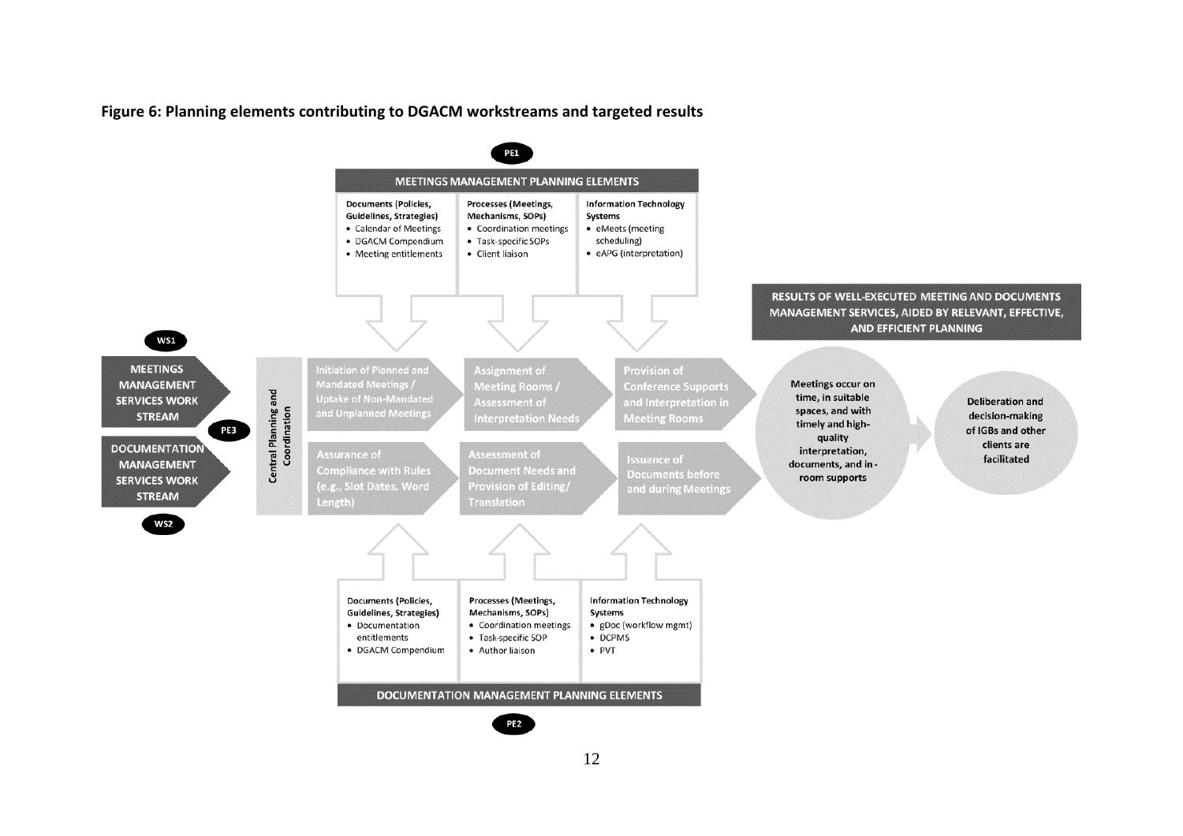**Figure 6: Planning elements contributing to DGACM workstreams and targeted results**

PE1

MEETINGS MANAGEMENT PLANNING ELEMENTS

| Documents (Policies, Guidelines, Strategies) | Processes (Meetings, Mechanisms, SOPs) | Information Technology Systems |
| --- | --- | --- |
| • Calendar of Meetings<br>• DGACM Compendium<br>• Meeting entitlements | • Coordination meetings<br>• Task-specific SOPs<br>• Client liaison | • eMeets (meeting scheduling)<br>• eAPG (interpretation) |

WS1

MEETINGS MANAGEMENT SERVICES WORK STREAM

PE3

DOCUMENTATION MANAGEMENT SERVICES WORK STREAM

WS2

Central Planning and Coordination

- Initiation of Planned and Mandated Meetings / Uptake of Non-Mandated and Unplanned Meetings
- Assignment of Meeting Rooms / Assessment of Interpretation Needs
- Provision of Conference Supports and Interpretation in Meeting Rooms

- Assurance of Compliance with Rules (e.g., Slot Dates, Word Length)
- Assessment of Document Needs and Provision of Editing/ Translation
- Issuance of Documents before and during Meetings

RESULTS OF WELL-EXECUTED MEETING AND DOCUMENTS MANAGEMENT SERVICES, AIDED BY RELEVANT, EFFECTIVE, AND EFFICIENT PLANNING

Meetings occur on time, in suitable spaces, and with timely and high-quality interpretation, documents, and in-room supports

Deliberation and decision-making of IGBs and other clients are facilitated

| Documents (Policies, Guidelines, Strategies) | Processes (Meetings, Mechanisms, SOPs) | Information Technology Systems |
| --- | --- | --- |
| • Documentation entitlements<br>• DGACM Compendium | • Coordination meetings<br>• Task-specific SOP<br>• Author liaison | • gDoc (workflow mgmt)<br>• DCPMS<br>• PVT |

DOCUMENTATION MANAGEMENT PLANNING ELEMENTS

PE2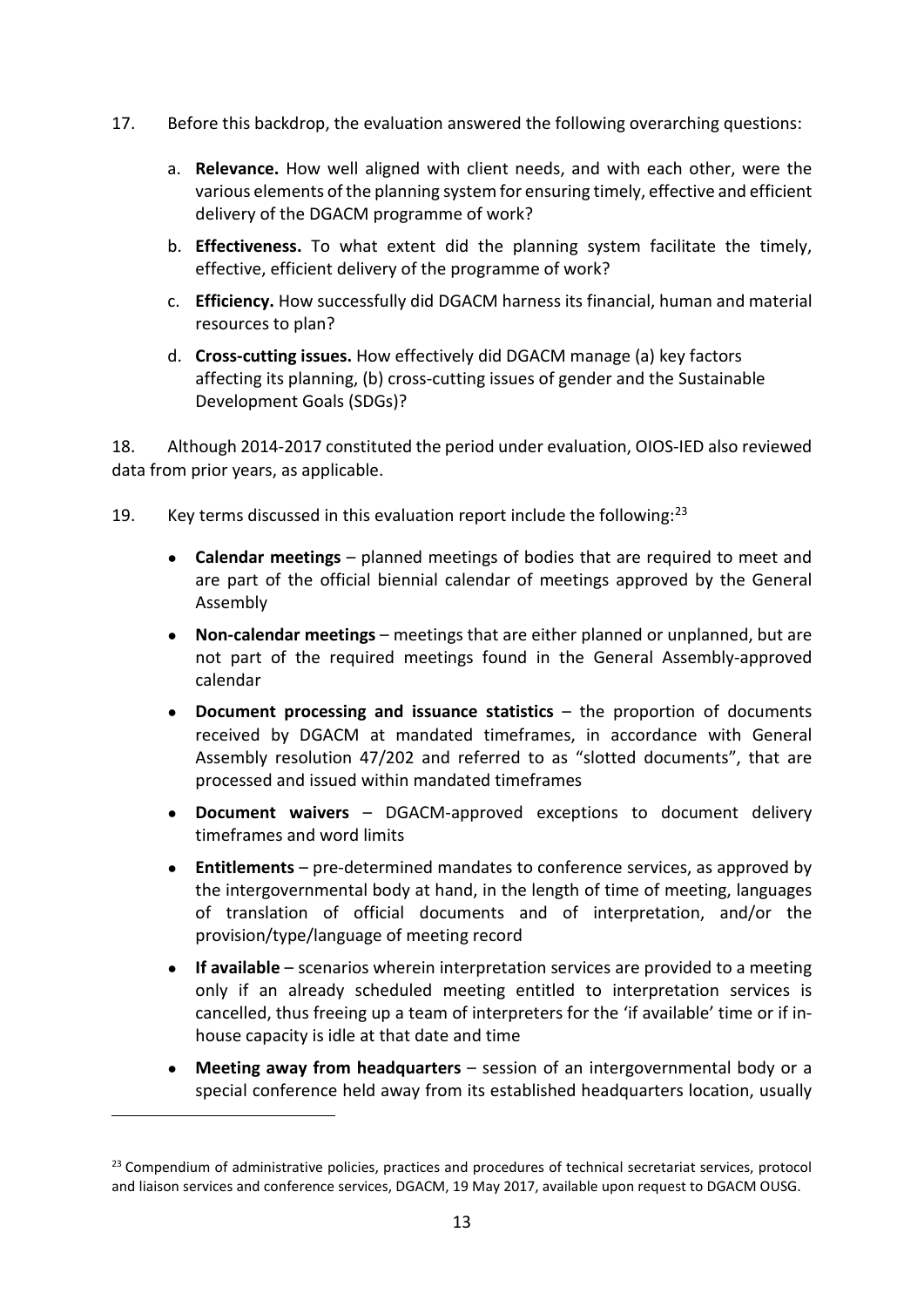17. Before this backdrop, the evaluation answered the following overarching questions:

   a. **Relevance.** How well aligned with client needs, and with each other, were the various elements of the planning system for ensuring timely, effective and efficient delivery of the DGACM programme of work?

   b. **Effectiveness.** To what extent did the planning system facilitate the timely, effective, efficient delivery of the programme of work?

   c. **Efficiency.** How successfully did DGACM harness its financial, human and material resources to plan?

   d. **Cross-cutting issues.** How effectively did DGACM manage (a) key factors affecting its planning, (b) cross-cutting issues of gender and the Sustainable Development Goals (SDGs)?

18. Although 2014-2017 constituted the period under evaluation, OIOS-IED also reviewed data from prior years, as applicable.

19. Key terms discussed in this evaluation report include the following:[23]

- **Calendar meetings** – planned meetings of bodies that are required to meet and are part of the official biennial calendar of meetings approved by the General Assembly
- **Non-calendar meetings** – meetings that are either planned or unplanned, but are not part of the required meetings found in the General Assembly-approved calendar
- **Document processing and issuance statistics** – the proportion of documents received by DGACM at mandated timeframes, in accordance with General Assembly resolution 47/202 and referred to as "slotted documents", that are processed and issued within mandated timeframes
- **Document waivers** – DGACM-approved exceptions to document delivery timeframes and word limits
- **Entitlements** – pre-determined mandates to conference services, as approved by the intergovernmental body at hand, in the length of time of meeting, languages of translation of official documents and of interpretation, and/or the provision/type/language of meeting record
- **If available** – scenarios wherein interpretation services are provided to a meeting only if an already scheduled meeting entitled to interpretation services is cancelled, thus freeing up a team of interpreters for the 'if available' time or if in-house capacity is idle at that date and time
- **Meeting away from headquarters** – session of an intergovernmental body or a special conference held away from its established headquarters location, usually

[23] Compendium of administrative policies, practices and procedures of technical secretariat services, protocol and liaison services and conference services, DGACM, 19 May 2017, available upon request to DGACM OUSG.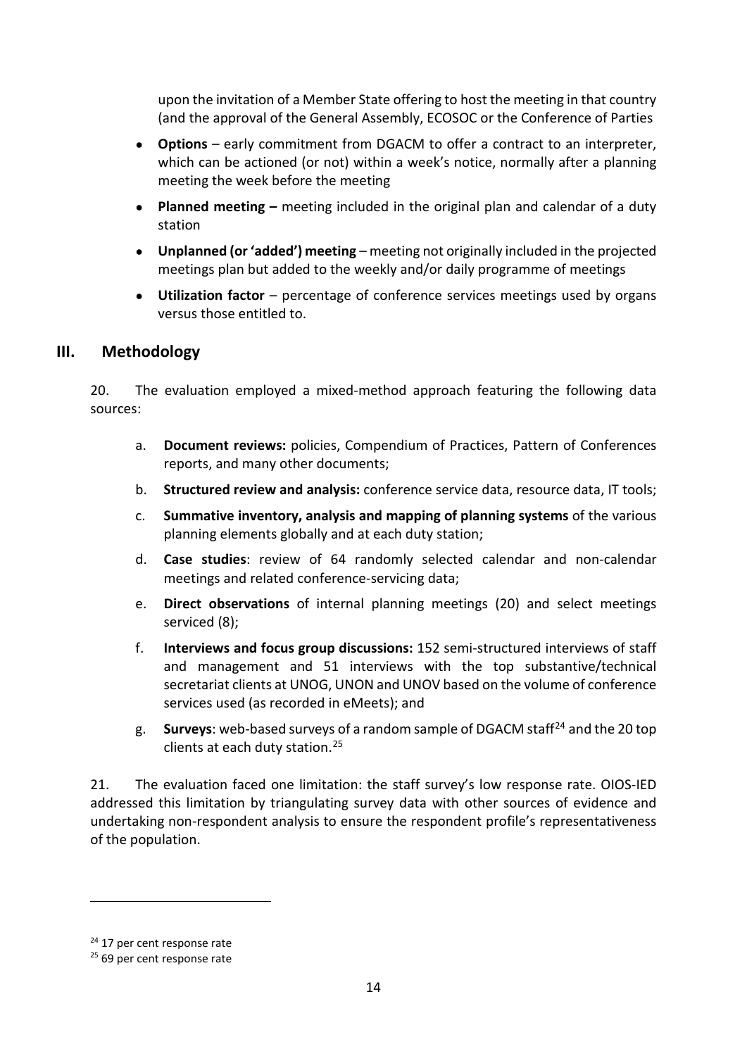upon the invitation of a Member State offering to host the meeting in that country (and the approval of the General Assembly, ECOSOC or the Conference of Parties

- **Options** – early commitment from DGACM to offer a contract to an interpreter, which can be actioned (or not) within a week's notice, normally after a planning meeting the week before the meeting
- **Planned meeting –** meeting included in the original plan and calendar of a duty station
- **Unplanned (or 'added') meeting** – meeting not originally included in the projected meetings plan but added to the weekly and/or daily programme of meetings
- **Utilization factor** – percentage of conference services meetings used by organs versus those entitled to.

## III. Methodology

20. The evaluation employed a mixed-method approach featuring the following data sources:

a. **Document reviews:** policies, Compendium of Practices, Pattern of Conferences reports, and many other documents;

b. **Structured review and analysis:** conference service data, resource data, IT tools;

c. **Summative inventory, analysis and mapping of planning systems** of the various planning elements globally and at each duty station;

d. **Case studies**: review of 64 randomly selected calendar and non-calendar meetings and related conference-servicing data;

e. **Direct observations** of internal planning meetings (20) and select meetings serviced (8);

f. **Interviews and focus group discussions:** 152 semi-structured interviews of staff and management and 51 interviews with the top substantive/technical secretariat clients at UNOG, UNON and UNOV based on the volume of conference services used (as recorded in eMeets); and

g. **Surveys**: web-based surveys of a random sample of DGACM staff[24] and the 20 top clients at each duty station.[25]

21. The evaluation faced one limitation: the staff survey's low response rate. OIOS-IED addressed this limitation by triangulating survey data with other sources of evidence and undertaking non-respondent analysis to ensure the respondent profile's representativeness of the population.

---

[24] 17 per cent response rate

[25] 69 per cent response rate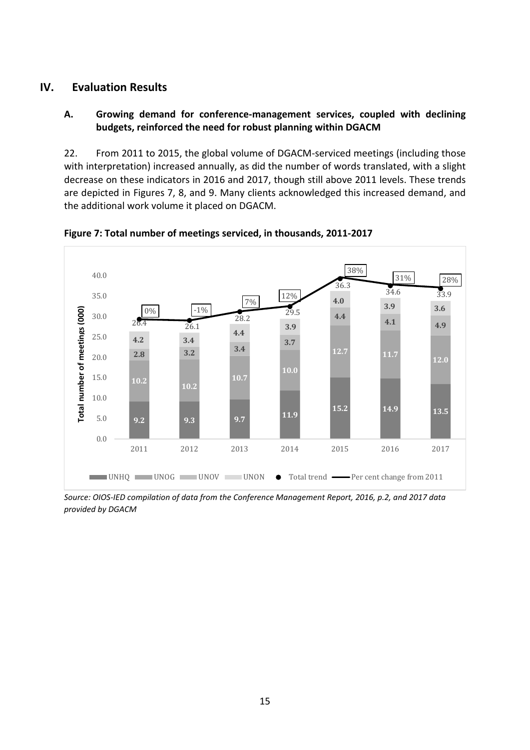# IV. Evaluation Results

## A. Growing demand for conference-management services, coupled with declining budgets, reinforced the need for robust planning within DGACM

22. From 2011 to 2015, the global volume of DGACM-serviced meetings (including those with interpretation) increased annually, as did the number of words translated, with a slight decrease on these indicators in 2016 and 2017, though still above 2011 levels. These trends are depicted in Figures 7, 8, and 9. Many clients acknowledged this increased demand, and the additional work volume it placed on DGACM.

**Figure 7: Total number of meetings serviced, in thousands, 2011-2017**

| | 2011 | 2012 | 2013 | 2014 | 2015 | 2016 | 2017 |
|---|---|---|---|---|---|---|---|
| UNHQ | 9.2 | 9.3 | 9.7 | 11.9 | 15.2 | 14.9 | 13.5 |
| UNOG | 10.2 | 10.2 | 10.7 | 10.0 | 12.7 | 11.7 | 12.0 |
| UNOV | 2.8 | 3.2 | 3.4 | 3.7 | 4.4 | 4.1 | 4.9 |
| UNON | 4.2 | 3.4 | 4.4 | 3.9 | 4.0 | 3.9 | 3.6 |
| Total trend | 26.4 | 26.1 | 28.2 | 29.5 | 36.3 | 34.6 | 33.9 |
| Per cent change from 2011 | 0% | -1% | 7% | 12% | 38% | 31% | 28% |

*Source: OIOS-IED compilation of data from the Conference Management Report, 2016, p.2, and 2017 data provided by DGACM*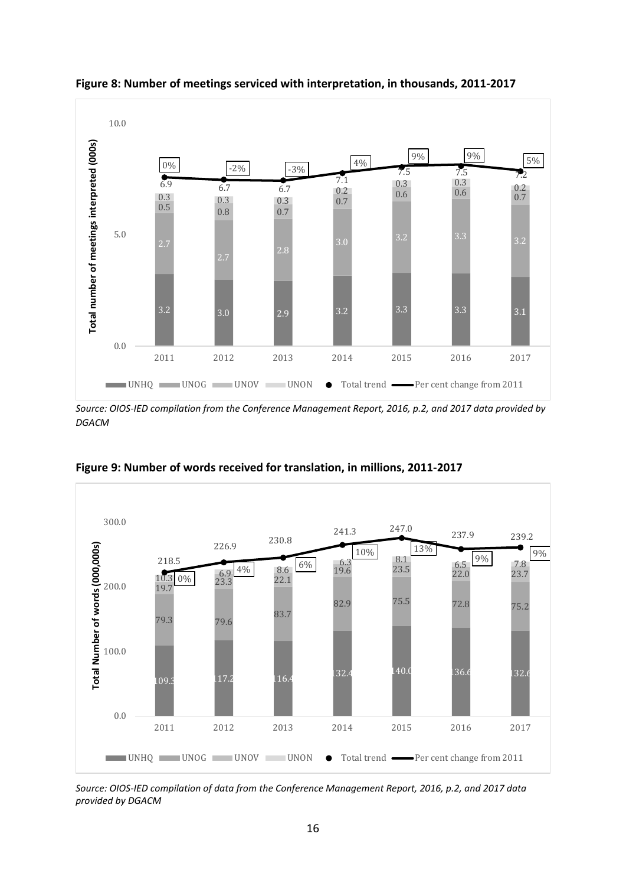**Figure 8: Number of meetings serviced with interpretation, in thousands, 2011-2017**

| Year | UNHQ | UNOG | UNOV | UNON | Total trend | Per cent change from 2011 |
|---|---|---|---|---|---|---|
| 2011 | 3.2 | 2.7 | 0.5 | 0.3 | 6.9 | 0% |
| 2012 | 3.0 | 2.7 | 0.8 | 0.3 | 6.7 | -2% |
| 2013 | 2.9 | 2.8 | 0.7 | 0.3 | 6.7 | -3% |
| 2014 | 3.2 | 3.0 | 0.7 | 0.2 | 7.1 | 4% |
| 2015 | 3.3 | 3.2 | 0.6 | 0.3 | 7.5 | 9% |
| 2016 | 3.3 | 3.3 | 0.6 | 0.3 | 7.5 | 9% |
| 2017 | 3.1 | 3.2 | 0.7 | 0.2 | 7.2 | 5% |

*Source: OIOS-IED compilation from the Conference Management Report, 2016, p.2, and 2017 data provided by DGACM*

**Figure 9: Number of words received for translation, in millions, 2011-2017**

| Year | UNHQ | UNOG | UNOV | UNON | Total trend | Per cent change from 2011 |
|---|---|---|---|---|---|---|
| 2011 | 109.3 | 79.3 | 19.7 | 10.3 | 218.5 | 0% |
| 2012 | 117.2 | 79.6 | 23.3 | 6.9 | 226.9 | 4% |
| 2013 | 116.4 | 83.7 | 22.1 | 8.6 | 230.8 | 6% |
| 2014 | 132.4 | 82.9 | 19.6 | 6.3 | 241.3 | 10% |
| 2015 | 140.0 | 75.5 | 23.5 | 8.1 | 247.0 | 13% |
| 2016 | 136.6 | 72.8 | 22.0 | 6.5 | 237.9 | 9% |
| 2017 | 132.6 | 75.2 | 23.7 | 7.8 | 239.2 | 9% |

*Source: OIOS-IED compilation of data from the Conference Management Report, 2016, p.2, and 2017 data provided by DGACM*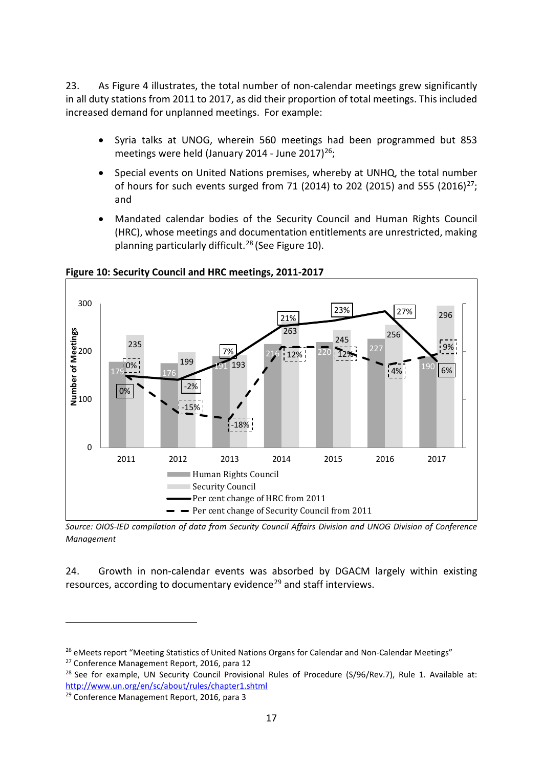23. As Figure 4 illustrates, the total number of non-calendar meetings grew significantly in all duty stations from 2011 to 2017, as did their proportion of total meetings. This included increased demand for unplanned meetings. For example:

- Syria talks at UNOG, wherein 560 meetings had been programmed but 853 meetings were held (January 2014 - June 2017)[26];
- Special events on United Nations premises, whereby at UNHQ, the total number of hours for such events surged from 71 (2014) to 202 (2015) and 555 (2016)[27]; and
- Mandated calendar bodies of the Security Council and Human Rights Council (HRC), whose meetings and documentation entitlements are unrestricted, making planning particularly difficult.[28] (See Figure 10).

**Figure 10: Security Council and HRC meetings, 2011-2017**

| Year | Human Rights Council | Security Council | Per cent change of HRC from 2011 | Per cent change of Security Council from 2011 |
|---|---|---|---|---|
| 2011 | 179 | 235 | 0% | 0% |
| 2012 | 176 | 199 | -2% | -15% |
| 2013 | 191 | 193 | 7% | -18% |
| 2014 | 216 | 263 | 21% | 12% |
| 2015 | 220 | 245 | 23% | 12% |
| 2016 | 227 | 256 | 27% | 4% |
| 2017 | 190 | 296 | 6% | 9% |

*Source: OIOS-IED compilation of data from Security Council Affairs Division and UNOG Division of Conference Management*

24. Growth in non-calendar events was absorbed by DGACM largely within existing resources, according to documentary evidence[29] and staff interviews.

---

[26] eMeets report "Meeting Statistics of United Nations Organs for Calendar and Non-Calendar Meetings"

[27] Conference Management Report, 2016, para 12

[28] See for example, UN Security Council Provisional Rules of Procedure (S/96/Rev.7), Rule 1. Available at: http://www.un.org/en/sc/about/rules/chapter1.shtml

[29] Conference Management Report, 2016, para 3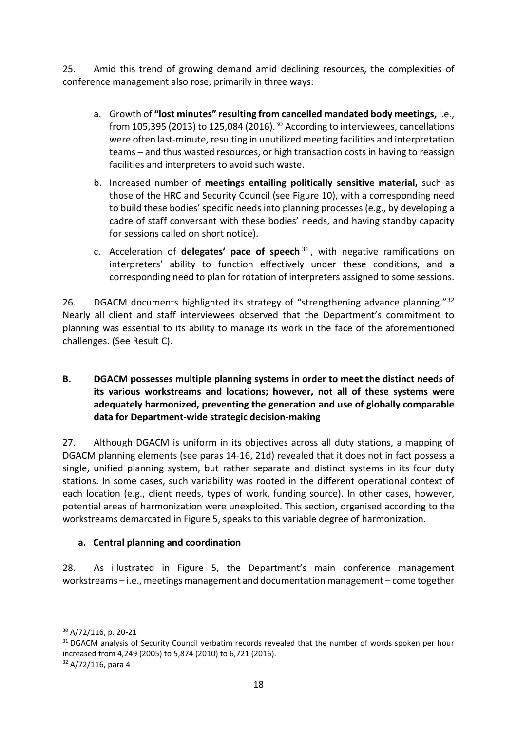25. Amid this trend of growing demand amid declining resources, the complexities of conference management also rose, primarily in three ways:

a. Growth of **"lost minutes" resulting from cancelled mandated body meetings,** i.e., from 105,395 (2013) to 125,084 (2016).[30] According to interviewees, cancellations were often last-minute, resulting in unutilized meeting facilities and interpretation teams – and thus wasted resources, or high transaction costs in having to reassign facilities and interpreters to avoid such waste.

b. Increased number of **meetings entailing politically sensitive material,** such as those of the HRC and Security Council (see Figure 10), with a corresponding need to build these bodies' specific needs into planning processes (e.g., by developing a cadre of staff conversant with these bodies' needs, and having standby capacity for sessions called on short notice).

c. Acceleration of **delegates' pace of speech**[31], with negative ramifications on interpreters' ability to function effectively under these conditions, and a corresponding need to plan for rotation of interpreters assigned to some sessions.

26. DGACM documents highlighted its strategy of "strengthening advance planning."[32] Nearly all client and staff interviewees observed that the Department's commitment to planning was essential to its ability to manage its work in the face of the aforementioned challenges. (See Result C).

## B. DGACM possesses multiple planning systems in order to meet the distinct needs of its various workstreams and locations; however, not all of these systems were adequately harmonized, preventing the generation and use of globally comparable data for Department-wide strategic decision-making

27. Although DGACM is uniform in its objectives across all duty stations, a mapping of DGACM planning elements (see paras 14-16, 21d) revealed that it does not in fact possess a single, unified planning system, but rather separate and distinct systems in its four duty stations. In some cases, such variability was rooted in the different operational context of each location (e.g., client needs, types of work, funding source). In other cases, however, potential areas of harmonization were unexploited. This section, organised according to the workstreams demarcated in Figure 5, speaks to this variable degree of harmonization.

### a. Central planning and coordination

28. As illustrated in Figure 5, the Department's main conference management workstreams – i.e., meetings management and documentation management – come together

---

[30] A/72/116, p. 20-21

[31] DGACM analysis of Security Council verbatim records revealed that the number of words spoken per hour increased from 4,249 (2005) to 5,874 (2010) to 6,721 (2016).

[32] A/72/116, para 4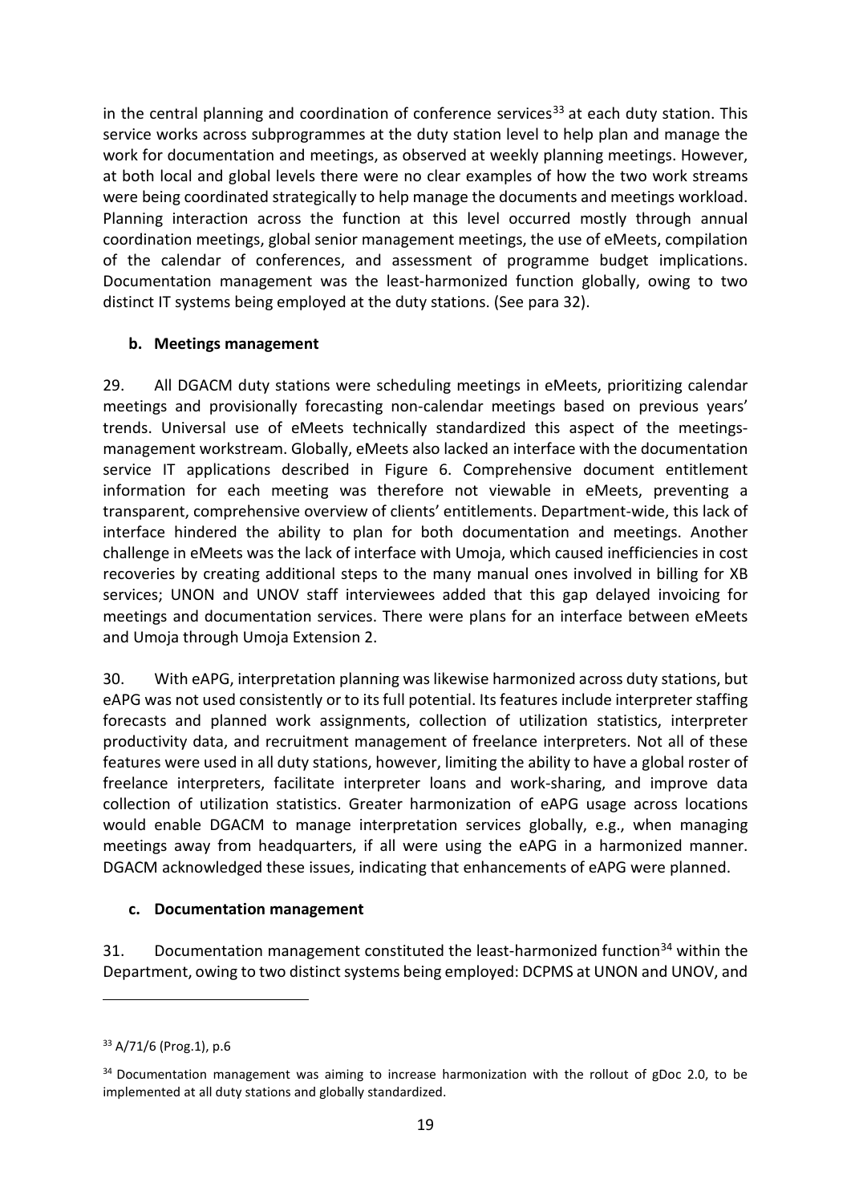in the central planning and coordination of conference services[33] at each duty station. This service works across subprogrammes at the duty station level to help plan and manage the work for documentation and meetings, as observed at weekly planning meetings. However, at both local and global levels there were no clear examples of how the two work streams were being coordinated strategically to help manage the documents and meetings workload. Planning interaction across the function at this level occurred mostly through annual coordination meetings, global senior management meetings, the use of eMeets, compilation of the calendar of conferences, and assessment of programme budget implications. Documentation management was the least-harmonized function globally, owing to two distinct IT systems being employed at the duty stations. (See para 32).

### b. Meetings management

29. All DGACM duty stations were scheduling meetings in eMeets, prioritizing calendar meetings and provisionally forecasting non-calendar meetings based on previous years' trends. Universal use of eMeets technically standardized this aspect of the meetings-management workstream. Globally, eMeets also lacked an interface with the documentation service IT applications described in Figure 6. Comprehensive document entitlement information for each meeting was therefore not viewable in eMeets, preventing a transparent, comprehensive overview of clients' entitlements. Department-wide, this lack of interface hindered the ability to plan for both documentation and meetings. Another challenge in eMeets was the lack of interface with Umoja, which caused inefficiencies in cost recoveries by creating additional steps to the many manual ones involved in billing for XB services; UNON and UNOV staff interviewees added that this gap delayed invoicing for meetings and documentation services. There were plans for an interface between eMeets and Umoja through Umoja Extension 2.

30. With eAPG, interpretation planning was likewise harmonized across duty stations, but eAPG was not used consistently or to its full potential. Its features include interpreter staffing forecasts and planned work assignments, collection of utilization statistics, interpreter productivity data, and recruitment management of freelance interpreters. Not all of these features were used in all duty stations, however, limiting the ability to have a global roster of freelance interpreters, facilitate interpreter loans and work-sharing, and improve data collection of utilization statistics. Greater harmonization of eAPG usage across locations would enable DGACM to manage interpretation services globally, e.g., when managing meetings away from headquarters, if all were using the eAPG in a harmonized manner. DGACM acknowledged these issues, indicating that enhancements of eAPG were planned.

### c. Documentation management

31. Documentation management constituted the least-harmonized function[34] within the Department, owing to two distinct systems being employed: DCPMS at UNON and UNOV, and

---

[33] A/71/6 (Prog.1), p.6

[34] Documentation management was aiming to increase harmonization with the rollout of gDoc 2.0, to be implemented at all duty stations and globally standardized.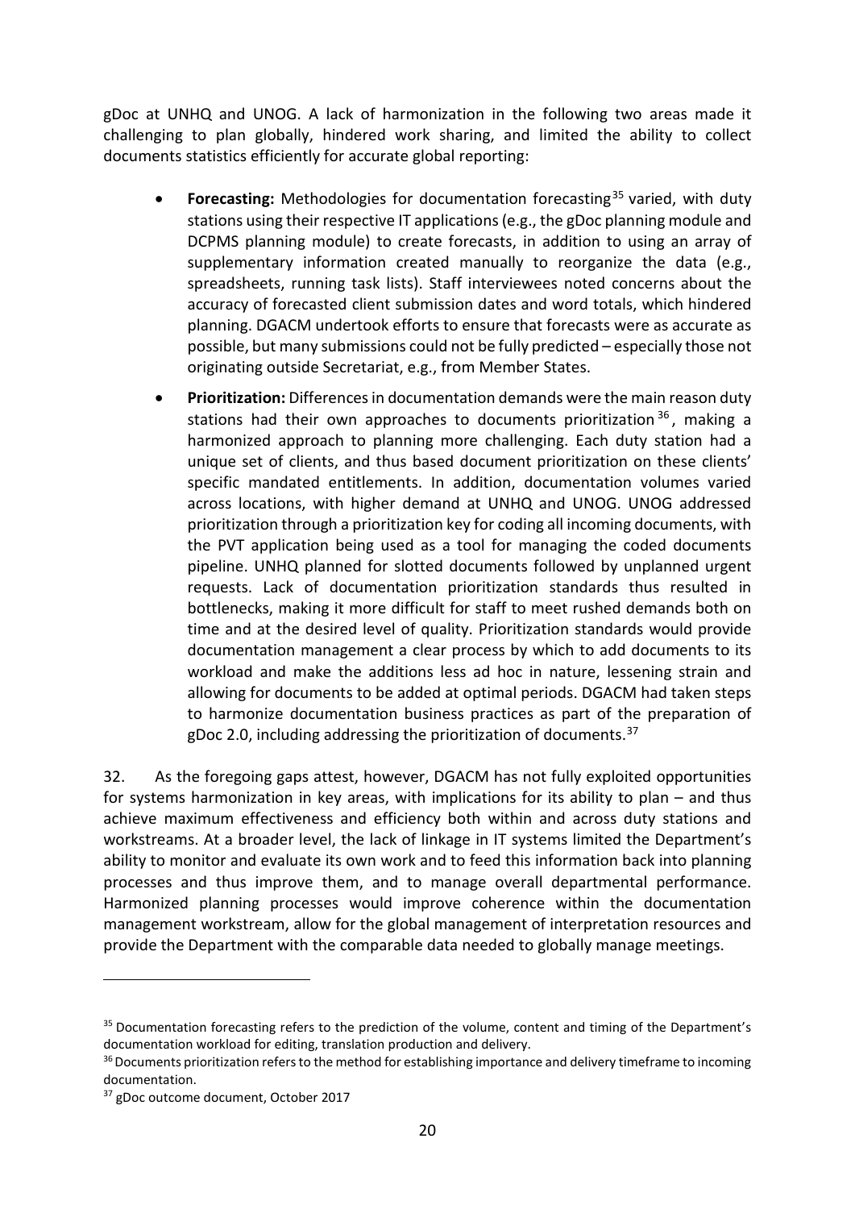gDoc at UNHQ and UNOG. A lack of harmonization in the following two areas made it challenging to plan globally, hindered work sharing, and limited the ability to collect documents statistics efficiently for accurate global reporting:

- **Forecasting:** Methodologies for documentation forecasting[35] varied, with duty stations using their respective IT applications (e.g., the gDoc planning module and DCPMS planning module) to create forecasts, in addition to using an array of supplementary information created manually to reorganize the data (e.g., spreadsheets, running task lists). Staff interviewees noted concerns about the accuracy of forecasted client submission dates and word totals, which hindered planning. DGACM undertook efforts to ensure that forecasts were as accurate as possible, but many submissions could not be fully predicted – especially those not originating outside Secretariat, e.g., from Member States.

- **Prioritization:** Differences in documentation demands were the main reason duty stations had their own approaches to documents prioritization[36], making a harmonized approach to planning more challenging. Each duty station had a unique set of clients, and thus based document prioritization on these clients' specific mandated entitlements. In addition, documentation volumes varied across locations, with higher demand at UNHQ and UNOG. UNOG addressed prioritization through a prioritization key for coding all incoming documents, with the PVT application being used as a tool for managing the coded documents pipeline. UNHQ planned for slotted documents followed by unplanned urgent requests. Lack of documentation prioritization standards thus resulted in bottlenecks, making it more difficult for staff to meet rushed demands both on time and at the desired level of quality. Prioritization standards would provide documentation management a clear process by which to add documents to its workload and make the additions less ad hoc in nature, lessening strain and allowing for documents to be added at optimal periods. DGACM had taken steps to harmonize documentation business practices as part of the preparation of gDoc 2.0, including addressing the prioritization of documents.[37]

32. As the foregoing gaps attest, however, DGACM has not fully exploited opportunities for systems harmonization in key areas, with implications for its ability to plan – and thus achieve maximum effectiveness and efficiency both within and across duty stations and workstreams. At a broader level, the lack of linkage in IT systems limited the Department's ability to monitor and evaluate its own work and to feed this information back into planning processes and thus improve them, and to manage overall departmental performance. Harmonized planning processes would improve coherence within the documentation management workstream, allow for the global management of interpretation resources and provide the Department with the comparable data needed to globally manage meetings.

---

[35] Documentation forecasting refers to the prediction of the volume, content and timing of the Department's documentation workload for editing, translation production and delivery.

[36] Documents prioritization refers to the method for establishing importance and delivery timeframe to incoming documentation.

[37] gDoc outcome document, October 2017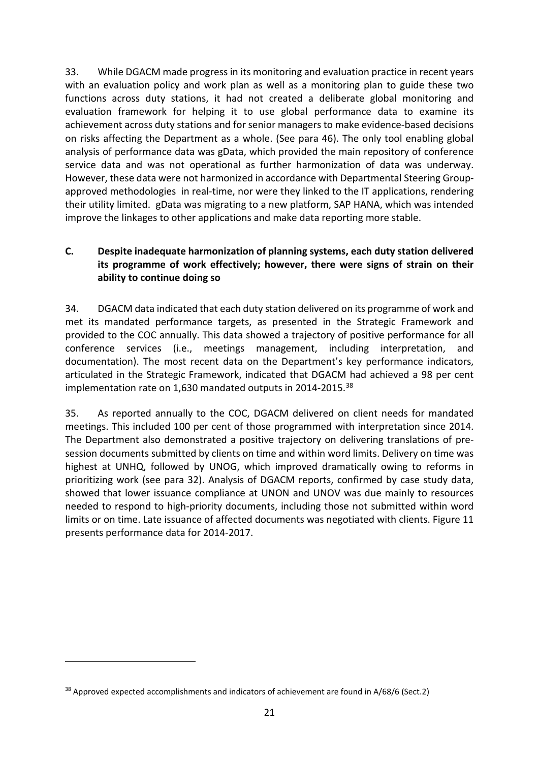33. While DGACM made progress in its monitoring and evaluation practice in recent years with an evaluation policy and work plan as well as a monitoring plan to guide these two functions across duty stations, it had not created a deliberate global monitoring and evaluation framework for helping it to use global performance data to examine its achievement across duty stations and for senior managers to make evidence-based decisions on risks affecting the Department as a whole. (See para 46). The only tool enabling global analysis of performance data was gData, which provided the main repository of conference service data and was not operational as further harmonization of data was underway. However, these data were not harmonized in accordance with Departmental Steering Group-approved methodologies in real-time, nor were they linked to the IT applications, rendering their utility limited. gData was migrating to a new platform, SAP HANA, which was intended improve the linkages to other applications and make data reporting more stable.

### C. Despite inadequate harmonization of planning systems, each duty station delivered its programme of work effectively; however, there were signs of strain on their ability to continue doing so

34. DGACM data indicated that each duty station delivered on its programme of work and met its mandated performance targets, as presented in the Strategic Framework and provided to the COC annually. This data showed a trajectory of positive performance for all conference services (i.e., meetings management, including interpretation, and documentation). The most recent data on the Department's key performance indicators, articulated in the Strategic Framework, indicated that DGACM had achieved a 98 per cent implementation rate on 1,630 mandated outputs in 2014-2015.[38]

35. As reported annually to the COC, DGACM delivered on client needs for mandated meetings. This included 100 per cent of those programmed with interpretation since 2014. The Department also demonstrated a positive trajectory on delivering translations of pre-session documents submitted by clients on time and within word limits. Delivery on time was highest at UNHQ, followed by UNOG, which improved dramatically owing to reforms in prioritizing work (see para 32). Analysis of DGACM reports, confirmed by case study data, showed that lower issuance compliance at UNON and UNOV was due mainly to resources needed to respond to high-priority documents, including those not submitted within word limits or on time. Late issuance of affected documents was negotiated with clients. Figure 11 presents performance data for 2014-2017.

---

[38] Approved expected accomplishments and indicators of achievement are found in A/68/6 (Sect.2)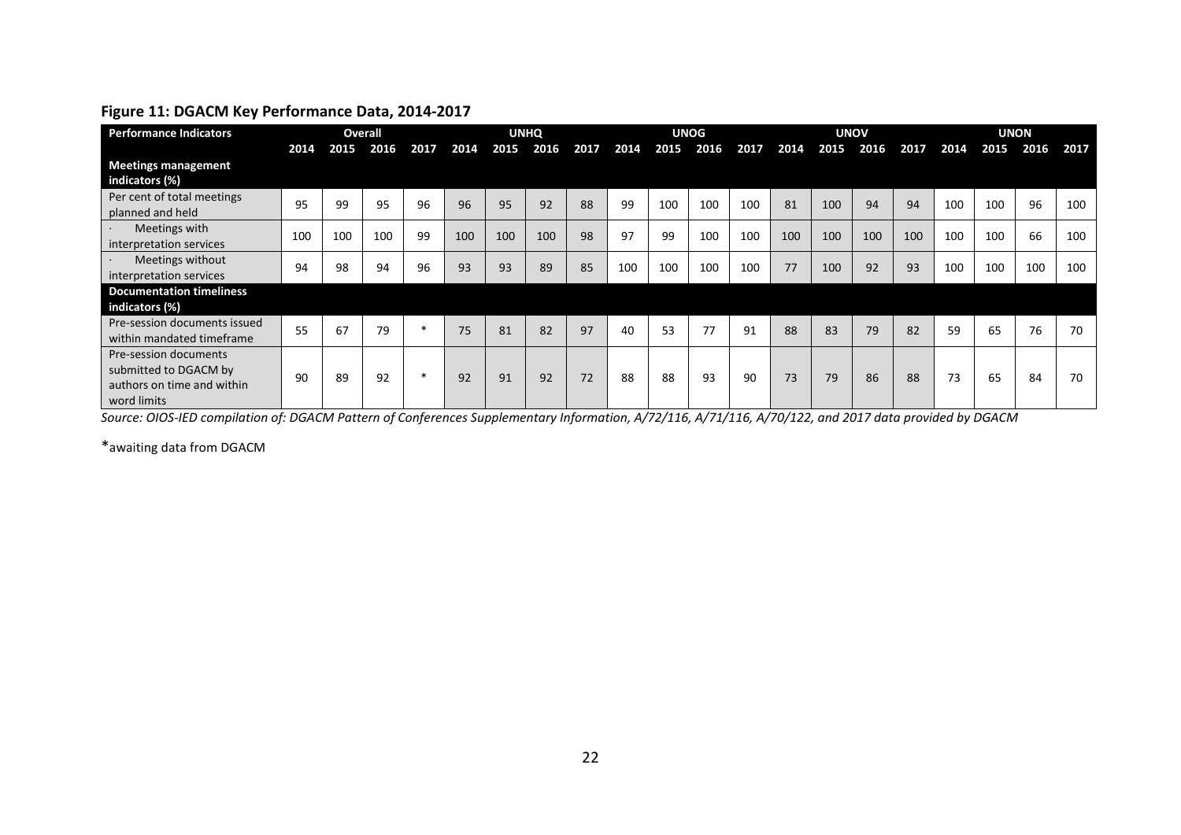## Figure 11: DGACM Key Performance Data, 2014-2017

| Performance Indicators | Overall | | | | UNHQ | | | | UNOG | | | | UNOV | | | | UNON | | | |
|---|---|---|---|---|---|---|---|---|---|---|---|---|---|---|---|---|---|---|---|---|
| | 2014 | 2015 | 2016 | 2017 | 2014 | 2015 | 2016 | 2017 | 2014 | 2015 | 2016 | 2017 | 2014 | 2015 | 2016 | 2017 | 2014 | 2015 | 2016 | 2017 |
| **Meetings management indicators (%)** | | | | | | | | | | | | | | | | | | | | |
| Per cent of total meetings planned and held | 95 | 99 | 95 | 96 | 96 | 95 | 92 | 88 | 99 | 100 | 100 | 100 | 81 | 100 | 94 | 94 | 100 | 100 | 96 | 100 |
| · Meetings with interpretation services | 100 | 100 | 100 | 99 | 100 | 100 | 100 | 98 | 97 | 99 | 100 | 100 | 100 | 100 | 100 | 100 | 100 | 100 | 66 | 100 |
| · Meetings without interpretation services | 94 | 98 | 94 | 96 | 93 | 93 | 89 | 85 | 100 | 100 | 100 | 100 | 77 | 100 | 92 | 93 | 100 | 100 | 100 | 100 |
| **Documentation timeliness indicators (%)** | | | | | | | | | | | | | | | | | | | | |
| Pre-session documents issued within mandated timeframe | 55 | 67 | 79 | * | 75 | 81 | 82 | 97 | 40 | 53 | 77 | 91 | 88 | 83 | 79 | 82 | 59 | 65 | 76 | 70 |
| Pre-session documents submitted to DGACM by authors on time and within word limits | 90 | 89 | 92 | * | 92 | 91 | 92 | 72 | 88 | 88 | 93 | 90 | 73 | 79 | 86 | 88 | 73 | 65 | 84 | 70 |

*Source: OIOS-IED compilation of: DGACM Pattern of Conferences Supplementary Information, A/72/116, A/71/116, A/70/122, and 2017 data provided by DGACM*

*awaiting data from DGACM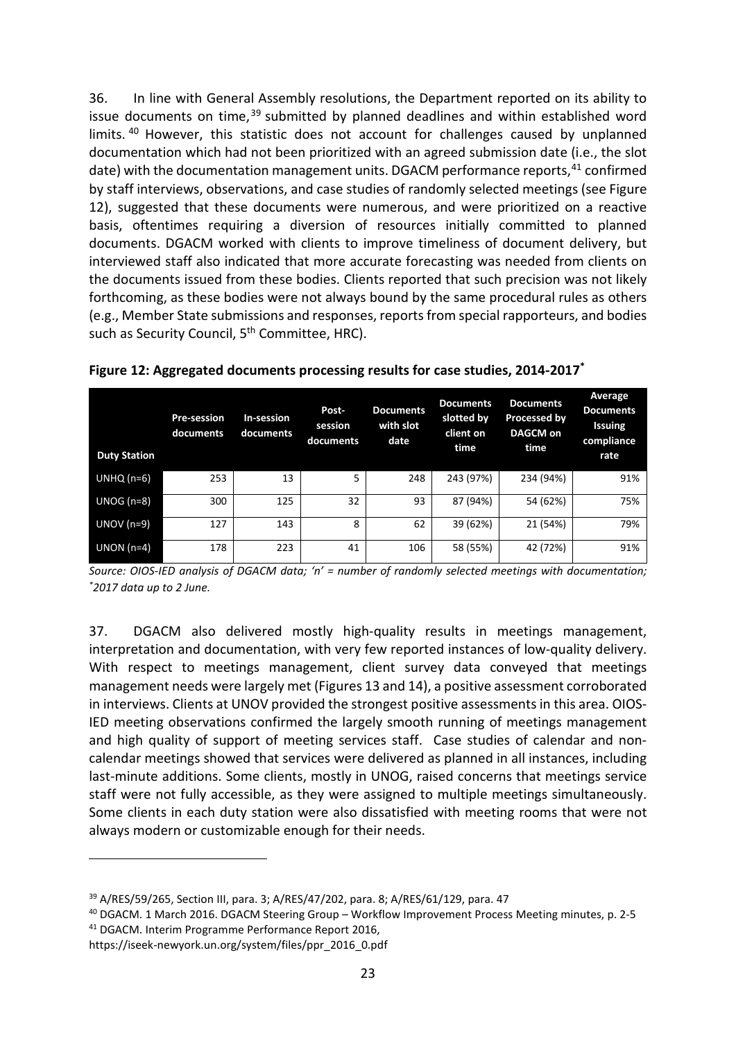36. In line with General Assembly resolutions, the Department reported on its ability to issue documents on time,[39] submitted by planned deadlines and within established word limits.[40] However, this statistic does not account for challenges caused by unplanned documentation which had not been prioritized with an agreed submission date (i.e., the slot date) with the documentation management units. DGACM performance reports,[41] confirmed by staff interviews, observations, and case studies of randomly selected meetings (see Figure 12), suggested that these documents were numerous, and were prioritized on a reactive basis, oftentimes requiring a diversion of resources initially committed to planned documents. DGACM worked with clients to improve timeliness of document delivery, but interviewed staff also indicated that more accurate forecasting was needed from clients on the documents issued from these bodies. Clients reported that such precision was not likely forthcoming, as these bodies were not always bound by the same procedural rules as others (e.g., Member State submissions and responses, reports from special rapporteurs, and bodies such as Security Council, 5th Committee, HRC).

**Figure 12: Aggregated documents processing results for case studies, 2014-2017***

| Duty Station | Pre-session documents | In-session documents | Post-session documents | Documents with slot date | Documents slotted by client on time | Documents Processed by DAGCM on time | Average Documents Issuing compliance rate |
|---|---|---|---|---|---|---|---|
| UNHQ (n=6) | 253 | 13 | 5 | 248 | 243 (97%) | 234 (94%) | 91% |
| UNOG (n=8) | 300 | 125 | 32 | 93 | 87 (94%) | 54 (62%) | 75% |
| UNOV (n=9) | 127 | 143 | 8 | 62 | 39 (62%) | 21 (54%) | 79% |
| UNON (n=4) | 178 | 223 | 41 | 106 | 58 (55%) | 42 (72%) | 91% |

*Source: OIOS-IED analysis of DGACM data; 'n' = number of randomly selected meetings with documentation; \*2017 data up to 2 June.*

37. DGACM also delivered mostly high-quality results in meetings management, interpretation and documentation, with very few reported instances of low-quality delivery. With respect to meetings management, client survey data conveyed that meetings management needs were largely met (Figures 13 and 14), a positive assessment corroborated in interviews. Clients at UNOV provided the strongest positive assessments in this area. OIOS-IED meeting observations confirmed the largely smooth running of meetings management and high quality of support of meeting services staff. Case studies of calendar and non-calendar meetings showed that services were delivered as planned in all instances, including last-minute additions. Some clients, mostly in UNOG, raised concerns that meetings service staff were not fully accessible, as they were assigned to multiple meetings simultaneously. Some clients in each duty station were also dissatisfied with meeting rooms that were not always modern or customizable enough for their needs.

---

[39] A/RES/59/265, Section III, para. 3; A/RES/47/202, para. 8; A/RES/61/129, para. 47

[40] DGACM. 1 March 2016. DGACM Steering Group – Workflow Improvement Process Meeting minutes, p. 2-5

[41] DGACM. Interim Programme Performance Report 2016, https://iseek-newyork.un.org/system/files/ppr_2016_0.pdf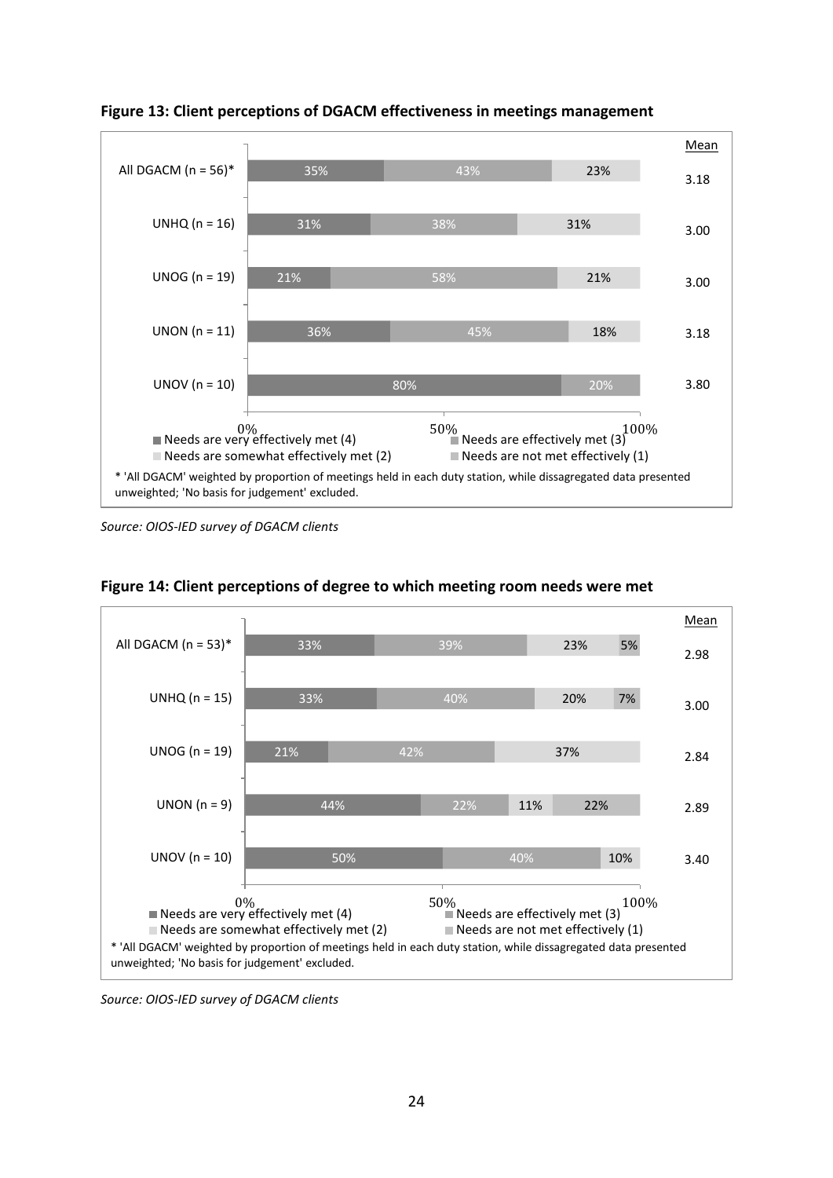**Figure 13: Client perceptions of DGACM effectiveness in meetings management**

| | Needs are very effectively met (4) | Needs are effectively met (3) | Needs are somewhat effectively met (2) | Needs are not met effectively (1) | Mean |
|---|---|---|---|---|---|
| All DGACM (n = 56)* | 35% | 43% | 23% | | 3.18 |
| UNHQ (n = 16) | 31% | 38% | 31% | | 3.00 |
| UNOG (n = 19) | 21% | 58% | 21% | | 3.00 |
| UNON (n = 11) | 36% | 45% | 18% | | 3.18 |
| UNOV (n = 10) | 80% | 20% | | | 3.80 |

\* 'All DGACM' weighted by proportion of meetings held in each duty station, while dissagregated data presented unweighted; 'No basis for judgement' excluded.

*Source: OIOS-IED survey of DGACM clients*

**Figure 14: Client perceptions of degree to which meeting room needs were met**

| | Needs are very effectively met (4) | Needs are effectively met (3) | Needs are somewhat effectively met (2) | Needs are not met effectively (1) | Mean |
|---|---|---|---|---|---|
| All DGACM (n = 53)* | 33% | 39% | 23% | 5% | 2.98 |
| UNHQ (n = 15) | 33% | 40% | 20% | 7% | 3.00 |
| UNOG (n = 19) | 21% | 42% | 37% | | 2.84 |
| UNON (n = 9) | 44% | 22% | 11% | 22% | 2.89 |
| UNOV (n = 10) | 50% | 40% | 10% | | 3.40 |

\* 'All DGACM' weighted by proportion of meetings held in each duty station, while dissagregated data presented unweighted; 'No basis for judgement' excluded.

*Source: OIOS-IED survey of DGACM clients*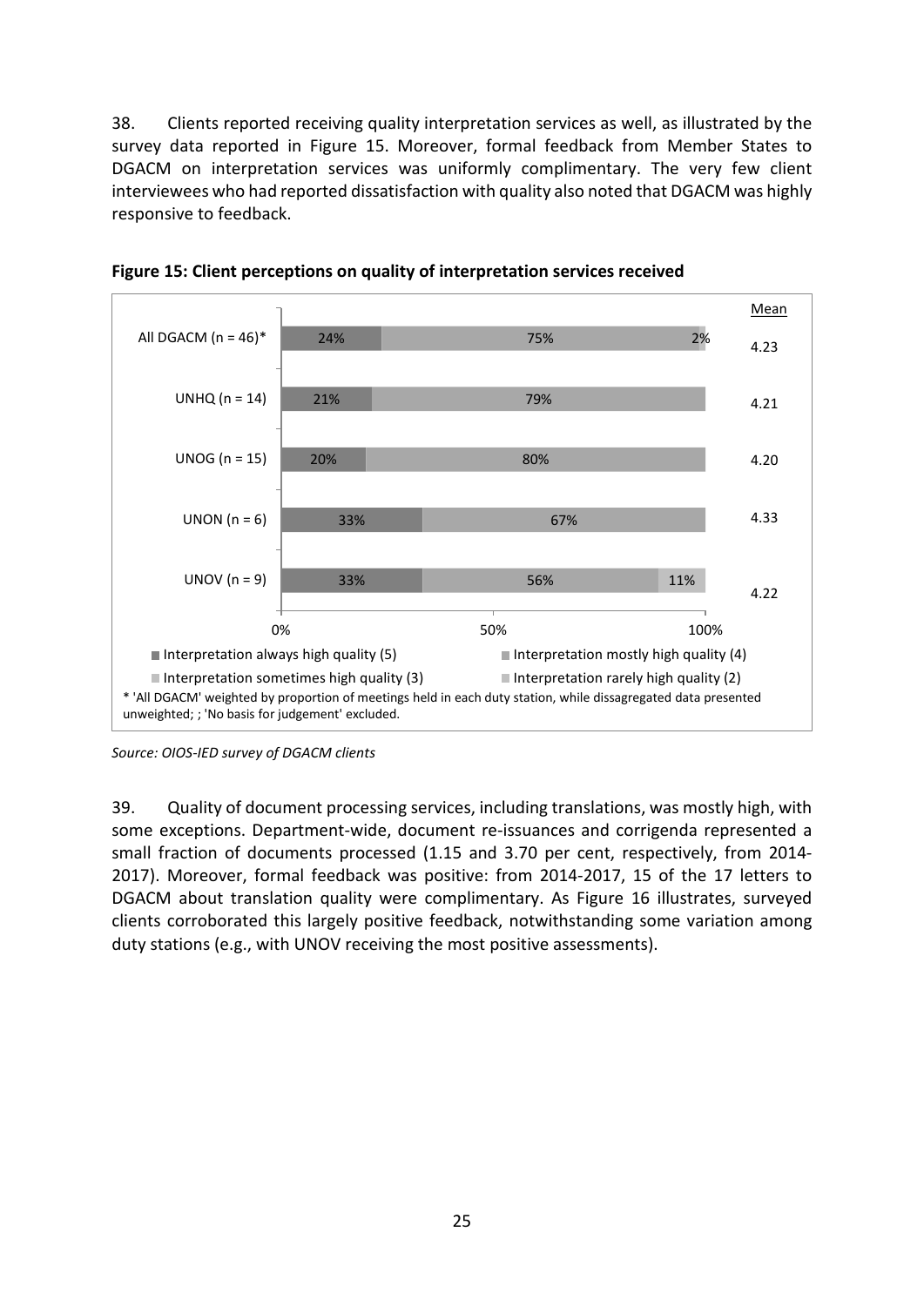38. Clients reported receiving quality interpretation services as well, as illustrated by the survey data reported in Figure 15. Moreover, formal feedback from Member States to DGACM on interpretation services was uniformly complimentary. The very few client interviewees who had reported dissatisfaction with quality also noted that DGACM was highly responsive to feedback.

**Figure 15: Client perceptions on quality of interpretation services received**

| | Interpretation always high quality (5) | Interpretation mostly high quality (4) | Interpretation sometimes high quality (3) | Interpretation rarely high quality (2) | Mean |
|---|---|---|---|---|---|
| All DGACM (n = 46)* | 24% | 75% | 2% | | 4.23 |
| UNHQ (n = 14) | 21% | 79% | | | 4.21 |
| UNOG (n = 15) | 20% | 80% | | | 4.20 |
| UNON (n = 6) | 33% | 67% | | | 4.33 |
| UNOV (n = 9) | 33% | 56% | 11% | | 4.22 |

\* 'All DGACM' weighted by proportion of meetings held in each duty station, while dissagregated data presented unweighted; ; 'No basis for judgement' excluded.

*Source: OIOS-IED survey of DGACM clients*

39. Quality of document processing services, including translations, was mostly high, with some exceptions. Department-wide, document re-issuances and corrigenda represented a small fraction of documents processed (1.15 and 3.70 per cent, respectively, from 2014-2017). Moreover, formal feedback was positive: from 2014-2017, 15 of the 17 letters to DGACM about translation quality were complimentary. As Figure 16 illustrates, surveyed clients corroborated this largely positive feedback, notwithstanding some variation among duty stations (e.g., with UNOV receiving the most positive assessments).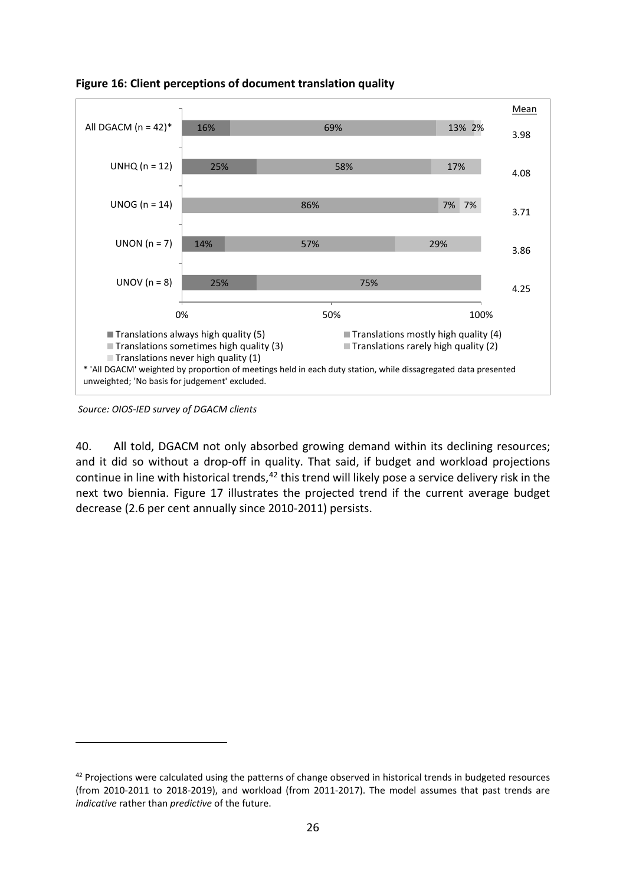**Figure 16: Client perceptions of document translation quality**

| | Translations always high quality (5) | Translations mostly high quality (4) | Translations sometimes high quality (3) | Translations rarely high quality (2) | Translations never high quality (1) | Mean |
|---|---|---|---|---|---|---|
| All DGACM (n = 42)* | 16% | 69% | 13% | 2% | | 3.98 |
| UNHQ (n = 12) | 25% | 58% | 17% | | | 4.08 |
| UNOG (n = 14) | | 86% | 7% | 7% | | 3.71 |
| UNON (n = 7) | 14% | 57% | 29% | | | 3.86 |
| UNOV (n = 8) | 25% | 75% | | | | 4.25 |

\* 'All DGACM' weighted by proportion of meetings held in each duty station, while dissagregated data presented unweighted; 'No basis for judgement' excluded.

*Source: OIOS-IED survey of DGACM clients*

40. All told, DGACM not only absorbed growing demand within its declining resources; and it did so without a drop-off in quality. That said, if budget and workload projections continue in line with historical trends,[42] this trend will likely pose a service delivery risk in the next two biennia. Figure 17 illustrates the projected trend if the current average budget decrease (2.6 per cent annually since 2010-2011) persists.

[42] Projections were calculated using the patterns of change observed in historical trends in budgeted resources (from 2010-2011 to 2018-2019), and workload (from 2011-2017). The model assumes that past trends are *indicative* rather than *predictive* of the future.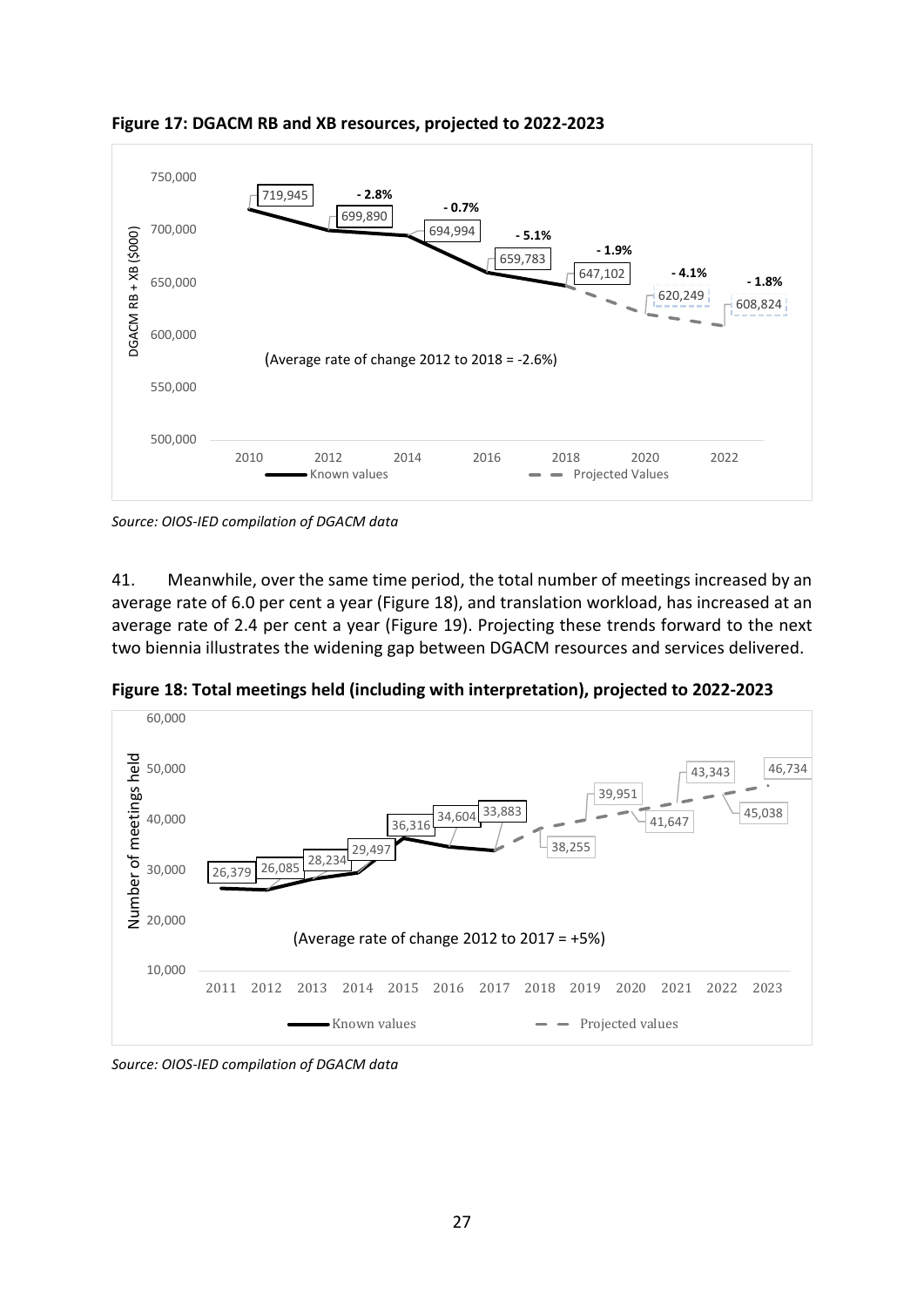**Figure 17: DGACM RB and XB resources, projected to 2022-2023**

*Source: OIOS-IED compilation of DGACM data*

41. Meanwhile, over the same time period, the total number of meetings increased by an average rate of 6.0 per cent a year (Figure 18), and translation workload, has increased at an average rate of 2.4 per cent a year (Figure 19). Projecting these trends forward to the next two biennia illustrates the widening gap between DGACM resources and services delivered.

**Figure 18: Total meetings held (including with interpretation), projected to 2022-2023**

*Source: OIOS-IED compilation of DGACM data*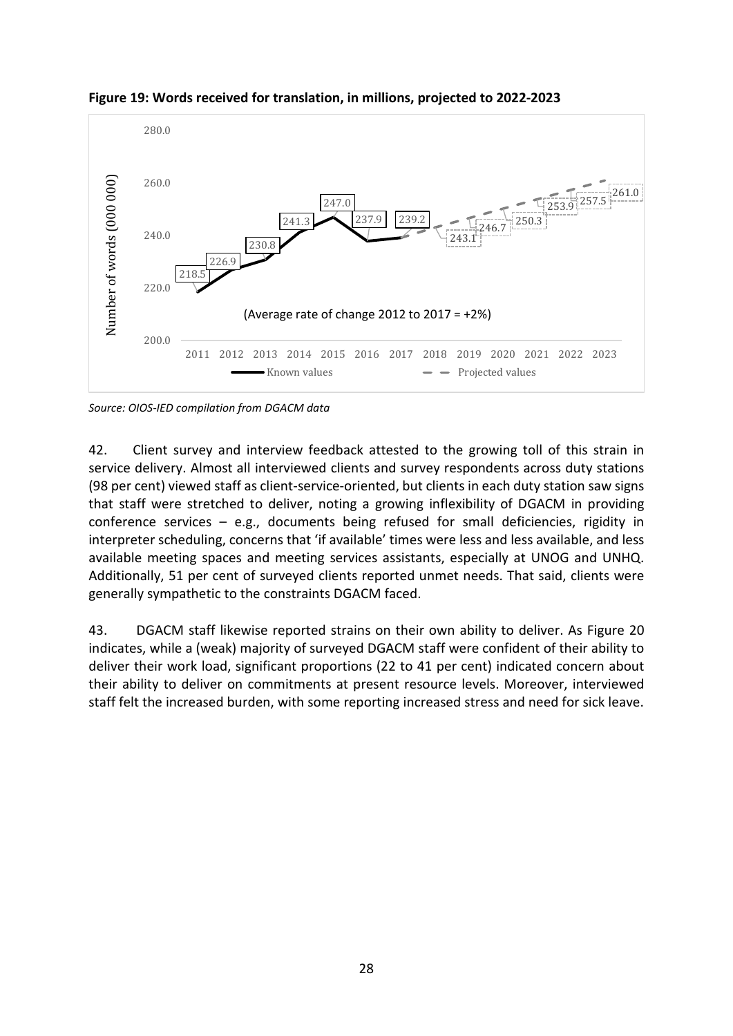**Figure 19: Words received for translation, in millions, projected to 2022-2023**

| Year | Number of words (000 000) | Type |
|---|---|---|
| 2011 | 218.5 | Known values |
| 2012 | 226.9 | Known values |
| 2013 | 230.8 | Known values |
| 2014 | 241.3 | Known values |
| 2015 | 247.0 | Known values |
| 2016 | 237.9 | Known values |
| 2017 | 239.2 | Known values |
| 2018 | 243.1 | Projected values |
| 2019 | 246.7 | Projected values |
| 2020 | 250.3 | Projected values |
| 2021 | 253.9 | Projected values |
| 2022 | 257.5 | Projected values |
| 2023 | 261.0 | Projected values |

(Average rate of change 2012 to 2017 = +2%)

*Source: OIOS-IED compilation from DGACM data*

42. Client survey and interview feedback attested to the growing toll of this strain in service delivery. Almost all interviewed clients and survey respondents across duty stations (98 per cent) viewed staff as client-service-oriented, but clients in each duty station saw signs that staff were stretched to deliver, noting a growing inflexibility of DGACM in providing conference services – e.g., documents being refused for small deficiencies, rigidity in interpreter scheduling, concerns that 'if available' times were less and less available, and less available meeting spaces and meeting services assistants, especially at UNOG and UNHQ. Additionally, 51 per cent of surveyed clients reported unmet needs. That said, clients were generally sympathetic to the constraints DGACM faced.

43. DGACM staff likewise reported strains on their own ability to deliver. As Figure 20 indicates, while a (weak) majority of surveyed DGACM staff were confident of their ability to deliver their work load, significant proportions (22 to 41 per cent) indicated concern about their ability to deliver on commitments at present resource levels. Moreover, interviewed staff felt the increased burden, with some reporting increased stress and need for sick leave.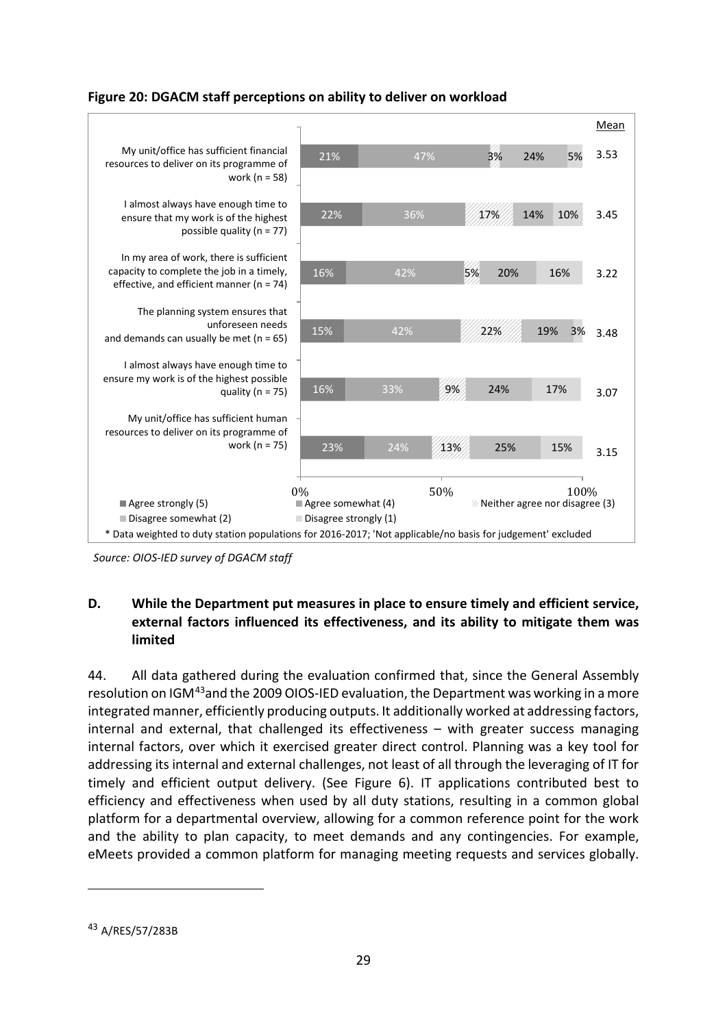**Figure 20: DGACM staff perceptions on ability to deliver on workload**

| Statement | Agree strongly (5) | Agree somewhat (4) | Neither agree nor disagree (3) | Disagree somewhat (2) | Disagree strongly (1) | Mean |
|---|---|---|---|---|---|---|
| My unit/office has sufficient financial resources to deliver on its programme of work (n = 58) | 21% | 47% | 3% | 24% | 5% | 3.53 |
| I almost always have enough time to ensure that my work is of the highest possible quality (n = 77) | 22% | 36% | 17% | 14% | 10% | 3.45 |
| In my area of work, there is sufficient capacity to complete the job in a timely, effective, and efficient manner (n = 74) | 16% | 42% | 5% | 20% | 16% | 3.22 |
| The planning system ensures that unforeseen needs and demands can usually be met (n = 65) | 15% | 42% | 22% | 19% | 3% | 3.48 |
| I almost always have enough time to ensure my work is of the highest possible quality (n = 75) | 16% | 33% | 9% | 24% | 17% | 3.07 |
| My unit/office has sufficient human resources to deliver on its programme of work (n = 75) | 23% | 24% | 13% | 25% | 15% | 3.15 |

\* Data weighted to duty station populations for 2016-2017; 'Not applicable/no basis for judgement' excluded

*Source: OIOS-IED survey of DGACM staff*

## D. While the Department put measures in place to ensure timely and efficient service, external factors influenced its effectiveness, and its ability to mitigate them was limited

44. All data gathered during the evaluation confirmed that, since the General Assembly resolution on IGM[43] and the 2009 OIOS-IED evaluation, the Department was working in a more integrated manner, efficiently producing outputs. It additionally worked at addressing factors, internal and external, that challenged its effectiveness – with greater success managing internal factors, over which it exercised greater direct control. Planning was a key tool for addressing its internal and external challenges, not least of all through the leveraging of IT for timely and efficient output delivery. (See Figure 6). IT applications contributed best to efficiency and effectiveness when used by all duty stations, resulting in a common global platform for a departmental overview, allowing for a common reference point for the work and the ability to plan capacity, to meet demands and any contingencies. For example, eMeets provided a common platform for managing meeting requests and services globally.

[43] A/RES/57/283B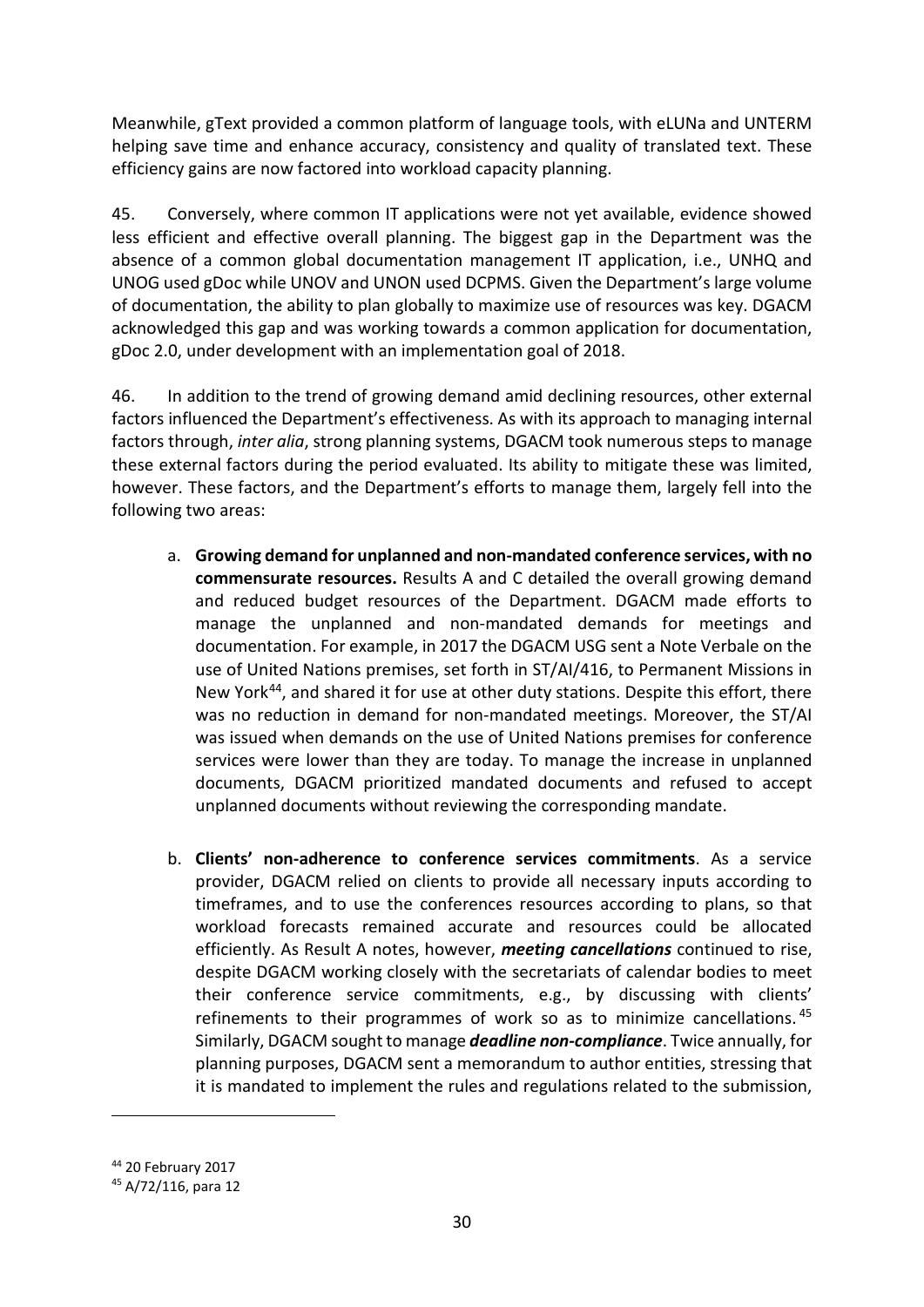Meanwhile, gText provided a common platform of language tools, with eLUNa and UNTERM helping save time and enhance accuracy, consistency and quality of translated text. These efficiency gains are now factored into workload capacity planning.

45. Conversely, where common IT applications were not yet available, evidence showed less efficient and effective overall planning. The biggest gap in the Department was the absence of a common global documentation management IT application, i.e., UNHQ and UNOG used gDoc while UNOV and UNON used DCPMS. Given the Department's large volume of documentation, the ability to plan globally to maximize use of resources was key. DGACM acknowledged this gap and was working towards a common application for documentation, gDoc 2.0, under development with an implementation goal of 2018.

46. In addition to the trend of growing demand amid declining resources, other external factors influenced the Department's effectiveness. As with its approach to managing internal factors through, *inter alia*, strong planning systems, DGACM took numerous steps to manage these external factors during the period evaluated. Its ability to mitigate these was limited, however. These factors, and the Department's efforts to manage them, largely fell into the following two areas:

a. **Growing demand for unplanned and non-mandated conference services, with no commensurate resources.** Results A and C detailed the overall growing demand and reduced budget resources of the Department. DGACM made efforts to manage the unplanned and non-mandated demands for meetings and documentation. For example, in 2017 the DGACM USG sent a Note Verbale on the use of United Nations premises, set forth in ST/AI/416, to Permanent Missions in New York[44], and shared it for use at other duty stations. Despite this effort, there was no reduction in demand for non-mandated meetings. Moreover, the ST/AI was issued when demands on the use of United Nations premises for conference services were lower than they are today. To manage the increase in unplanned documents, DGACM prioritized mandated documents and refused to accept unplanned documents without reviewing the corresponding mandate.

b. **Clients' non-adherence to conference services commitments**. As a service provider, DGACM relied on clients to provide all necessary inputs according to timeframes, and to use the conferences resources according to plans, so that workload forecasts remained accurate and resources could be allocated efficiently. As Result A notes, however, ***meeting cancellations*** continued to rise, despite DGACM working closely with the secretariats of calendar bodies to meet their conference service commitments, e.g., by discussing with clients' refinements to their programmes of work so as to minimize cancellations.[45] Similarly, DGACM sought to manage ***deadline non-compliance***. Twice annually, for planning purposes, DGACM sent a memorandum to author entities, stressing that it is mandated to implement the rules and regulations related to the submission,

---

[44] 20 February 2017

[45] A/72/116, para 12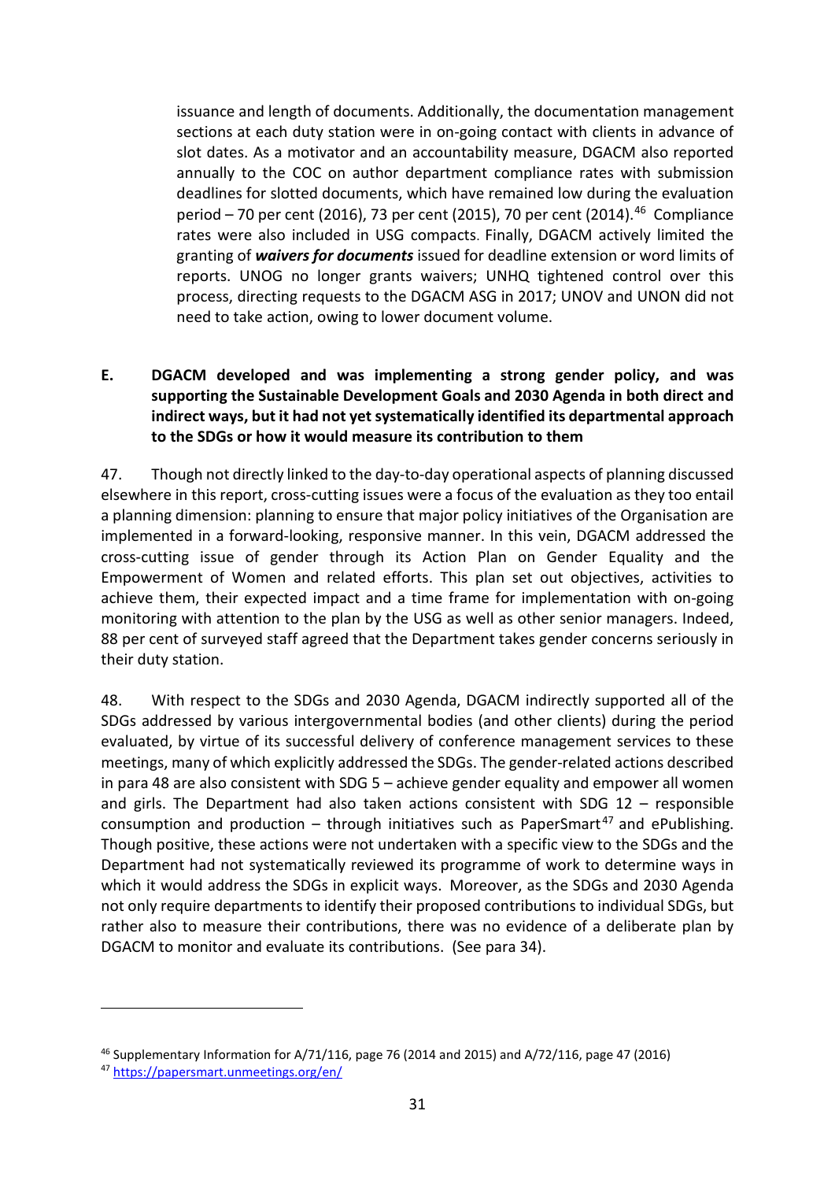issuance and length of documents. Additionally, the documentation management sections at each duty station were in on-going contact with clients in advance of slot dates. As a motivator and an accountability measure, DGACM also reported annually to the COC on author department compliance rates with submission deadlines for slotted documents, which have remained low during the evaluation period – 70 per cent (2016), 73 per cent (2015), 70 per cent (2014).[46] Compliance rates were also included in USG compacts. Finally, DGACM actively limited the granting of ***waivers for documents*** issued for deadline extension or word limits of reports. UNOG no longer grants waivers; UNHQ tightened control over this process, directing requests to the DGACM ASG in 2017; UNOV and UNON did not need to take action, owing to lower document volume.

**E. DGACM developed and was implementing a strong gender policy, and was supporting the Sustainable Development Goals and 2030 Agenda in both direct and indirect ways, but it had not yet systematically identified its departmental approach to the SDGs or how it would measure its contribution to them**

47. Though not directly linked to the day-to-day operational aspects of planning discussed elsewhere in this report, cross-cutting issues were a focus of the evaluation as they too entail a planning dimension: planning to ensure that major policy initiatives of the Organisation are implemented in a forward-looking, responsive manner. In this vein, DGACM addressed the cross-cutting issue of gender through its Action Plan on Gender Equality and the Empowerment of Women and related efforts. This plan set out objectives, activities to achieve them, their expected impact and a time frame for implementation with on-going monitoring with attention to the plan by the USG as well as other senior managers. Indeed, 88 per cent of surveyed staff agreed that the Department takes gender concerns seriously in their duty station.

48. With respect to the SDGs and 2030 Agenda, DGACM indirectly supported all of the SDGs addressed by various intergovernmental bodies (and other clients) during the period evaluated, by virtue of its successful delivery of conference management services to these meetings, many of which explicitly addressed the SDGs. The gender-related actions described in para 48 are also consistent with SDG 5 – achieve gender equality and empower all women and girls. The Department had also taken actions consistent with SDG 12 – responsible consumption and production – through initiatives such as PaperSmart[47] and ePublishing. Though positive, these actions were not undertaken with a specific view to the SDGs and the Department had not systematically reviewed its programme of work to determine ways in which it would address the SDGs in explicit ways. Moreover, as the SDGs and 2030 Agenda not only require departments to identify their proposed contributions to individual SDGs, but rather also to measure their contributions, there was no evidence of a deliberate plan by DGACM to monitor and evaluate its contributions. (See para 34).

---

[46] Supplementary Information for A/71/116, page 76 (2014 and 2015) and A/72/116, page 47 (2016)

[47] https://papersmart.unmeetings.org/en/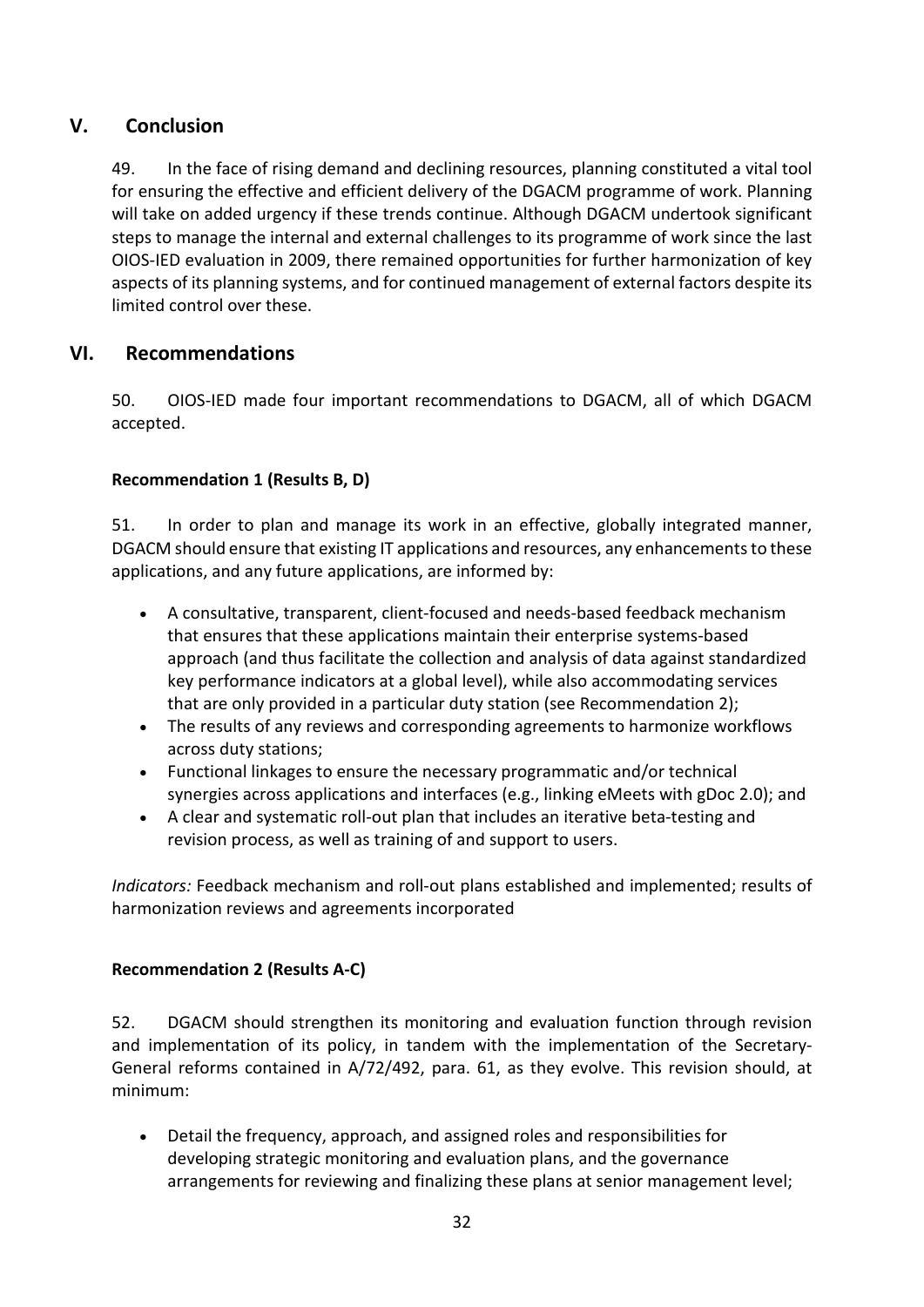## V. Conclusion

49. In the face of rising demand and declining resources, planning constituted a vital tool for ensuring the effective and efficient delivery of the DGACM programme of work. Planning will take on added urgency if these trends continue. Although DGACM undertook significant steps to manage the internal and external challenges to its programme of work since the last OIOS-IED evaluation in 2009, there remained opportunities for further harmonization of key aspects of its planning systems, and for continued management of external factors despite its limited control over these.

## VI. Recommendations

50. OIOS-IED made four important recommendations to DGACM, all of which DGACM accepted.

**Recommendation 1 (Results B, D)**

51. In order to plan and manage its work in an effective, globally integrated manner, DGACM should ensure that existing IT applications and resources, any enhancements to these applications, and any future applications, are informed by:

- A consultative, transparent, client-focused and needs-based feedback mechanism that ensures that these applications maintain their enterprise systems-based approach (and thus facilitate the collection and analysis of data against standardized key performance indicators at a global level), while also accommodating services that are only provided in a particular duty station (see Recommendation 2);
- The results of any reviews and corresponding agreements to harmonize workflows across duty stations;
- Functional linkages to ensure the necessary programmatic and/or technical synergies across applications and interfaces (e.g., linking eMeets with gDoc 2.0); and
- A clear and systematic roll-out plan that includes an iterative beta-testing and revision process, as well as training of and support to users.

*Indicators:* Feedback mechanism and roll-out plans established and implemented; results of harmonization reviews and agreements incorporated

**Recommendation 2 (Results A-C)**

52. DGACM should strengthen its monitoring and evaluation function through revision and implementation of its policy, in tandem with the implementation of the Secretary-General reforms contained in A/72/492, para. 61, as they evolve. This revision should, at minimum:

- Detail the frequency, approach, and assigned roles and responsibilities for developing strategic monitoring and evaluation plans, and the governance arrangements for reviewing and finalizing these plans at senior management level;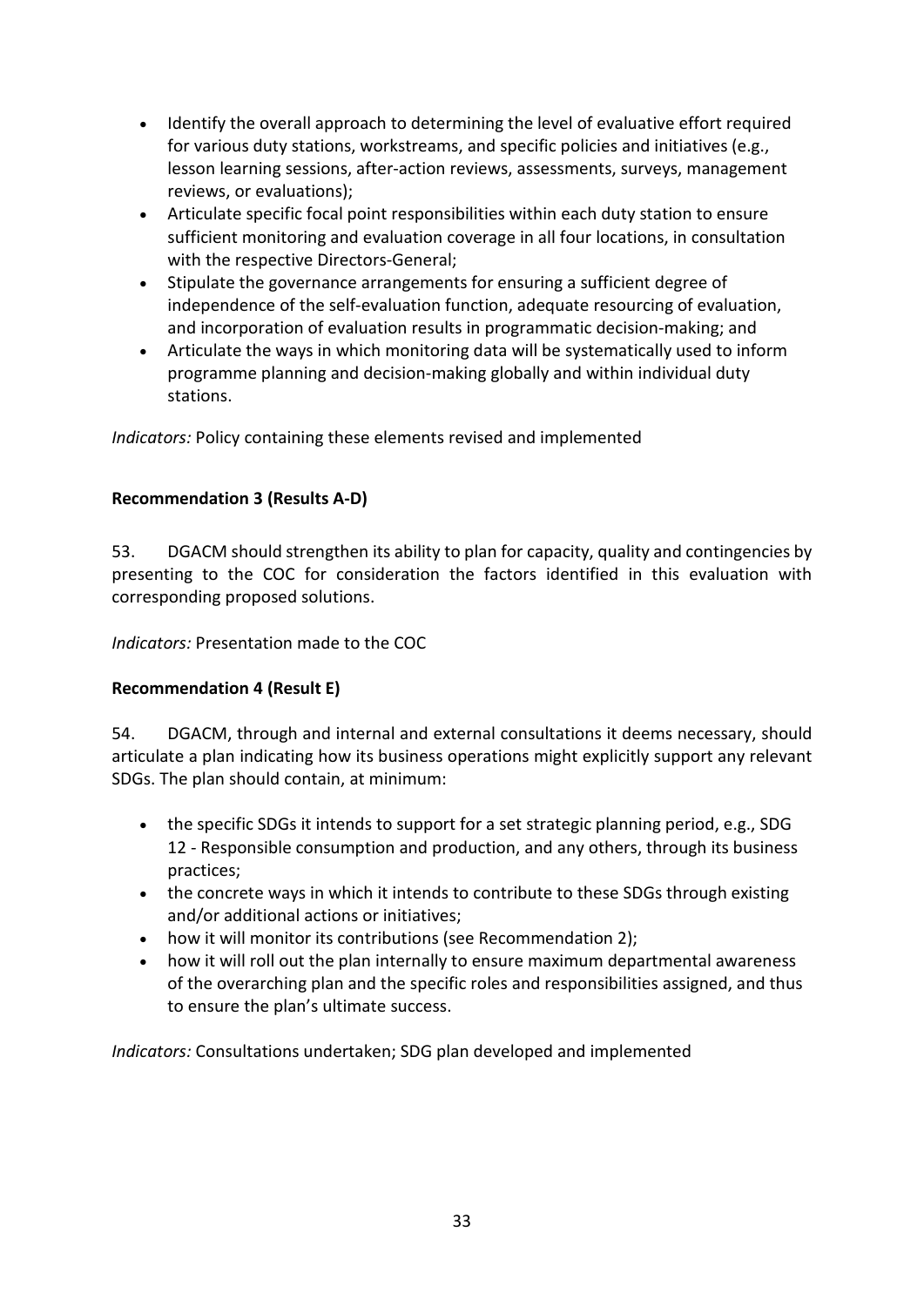- Identify the overall approach to determining the level of evaluative effort required for various duty stations, workstreams, and specific policies and initiatives (e.g., lesson learning sessions, after-action reviews, assessments, surveys, management reviews, or evaluations);
- Articulate specific focal point responsibilities within each duty station to ensure sufficient monitoring and evaluation coverage in all four locations, in consultation with the respective Directors-General;
- Stipulate the governance arrangements for ensuring a sufficient degree of independence of the self-evaluation function, adequate resourcing of evaluation, and incorporation of evaluation results in programmatic decision-making; and
- Articulate the ways in which monitoring data will be systematically used to inform programme planning and decision-making globally and within individual duty stations.

*Indicators:* Policy containing these elements revised and implemented

**Recommendation 3 (Results A-D)**

53. DGACM should strengthen its ability to plan for capacity, quality and contingencies by presenting to the COC for consideration the factors identified in this evaluation with corresponding proposed solutions.

*Indicators:* Presentation made to the COC

**Recommendation 4 (Result E)**

54. DGACM, through and internal and external consultations it deems necessary, should articulate a plan indicating how its business operations might explicitly support any relevant SDGs. The plan should contain, at minimum:

- the specific SDGs it intends to support for a set strategic planning period, e.g., SDG 12 - Responsible consumption and production, and any others, through its business practices;
- the concrete ways in which it intends to contribute to these SDGs through existing and/or additional actions or initiatives;
- how it will monitor its contributions (see Recommendation 2);
- how it will roll out the plan internally to ensure maximum departmental awareness of the overarching plan and the specific roles and responsibilities assigned, and thus to ensure the plan's ultimate success.

*Indicators:* Consultations undertaken; SDG plan developed and implemented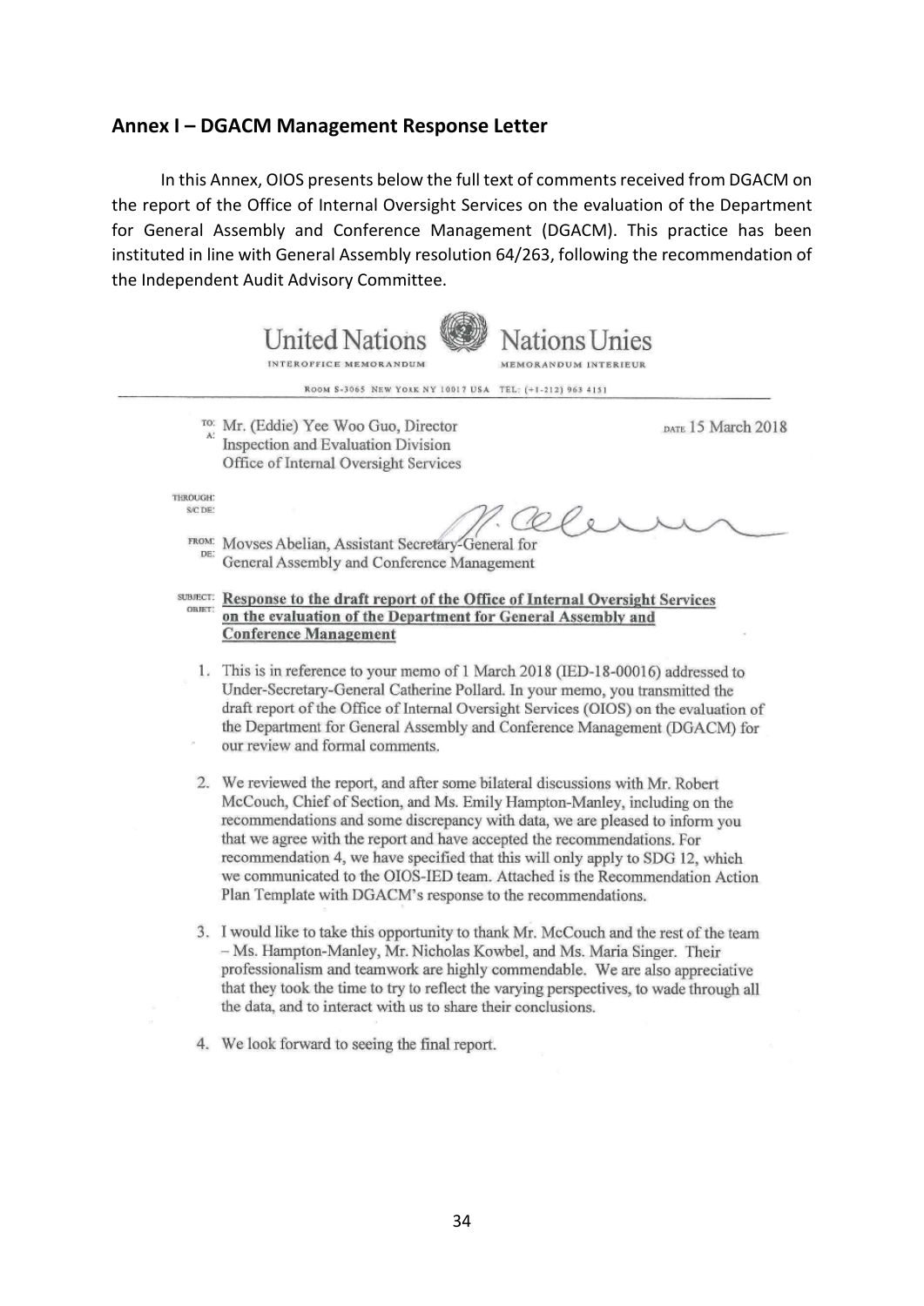## Annex I – DGACM Management Response Letter

In this Annex, OIOS presents below the full text of comments received from DGACM on the report of the Office of Internal Oversight Services on the evaluation of the Department for General Assembly and Conference Management (DGACM). This practice has been instituted in line with General Assembly resolution 64/263, following the recommendation of the Independent Audit Advisory Committee.

United Nations — Nations Unies

INTEROFFICE MEMORANDUM — MEMORANDUM INTERIEUR

ROOM S-3065 NEW YORK NY 10017 USA TEL: (+1-212) 963 4151

TO: Mr. (Eddie) Yee Woo Guo, Director
A: Inspection and Evaluation Division
Office of Internal Oversight Services

DATE 15 March 2018

THROUGH:
S/C DE:

FROM: Movses Abelian, Assistant Secretary-General for
DE: General Assembly and Conference Management

SUBJECT: **Response to the draft report of the Office of Internal Oversight Services on the evaluation of the Department for General Assembly and Conference Management**
OBJET:

1. This is in reference to your memo of 1 March 2018 (IED-18-00016) addressed to Under-Secretary-General Catherine Pollard. In your memo, you transmitted the draft report of the Office of Internal Oversight Services (OIOS) on the evaluation of the Department for General Assembly and Conference Management (DGACM) for our review and formal comments.

2. We reviewed the report, and after some bilateral discussions with Mr. Robert McCouch, Chief of Section, and Ms. Emily Hampton-Manley, including on the recommendations and some discrepancy with data, we are pleased to inform you that we agree with the report and have accepted the recommendations. For recommendation 4, we have specified that this will only apply to SDG 12, which we communicated to the OIOS-IED team. Attached is the Recommendation Action Plan Template with DGACM's response to the recommendations.

3. I would like to take this opportunity to thank Mr. McCouch and the rest of the team – Ms. Hampton-Manley, Mr. Nicholas Kowbel, and Ms. Maria Singer. Their professionalism and teamwork are highly commendable. We are also appreciative that they took the time to try to reflect the varying perspectives, to wade through all the data, and to interact with us to share their conclusions.

4. We look forward to seeing the final report.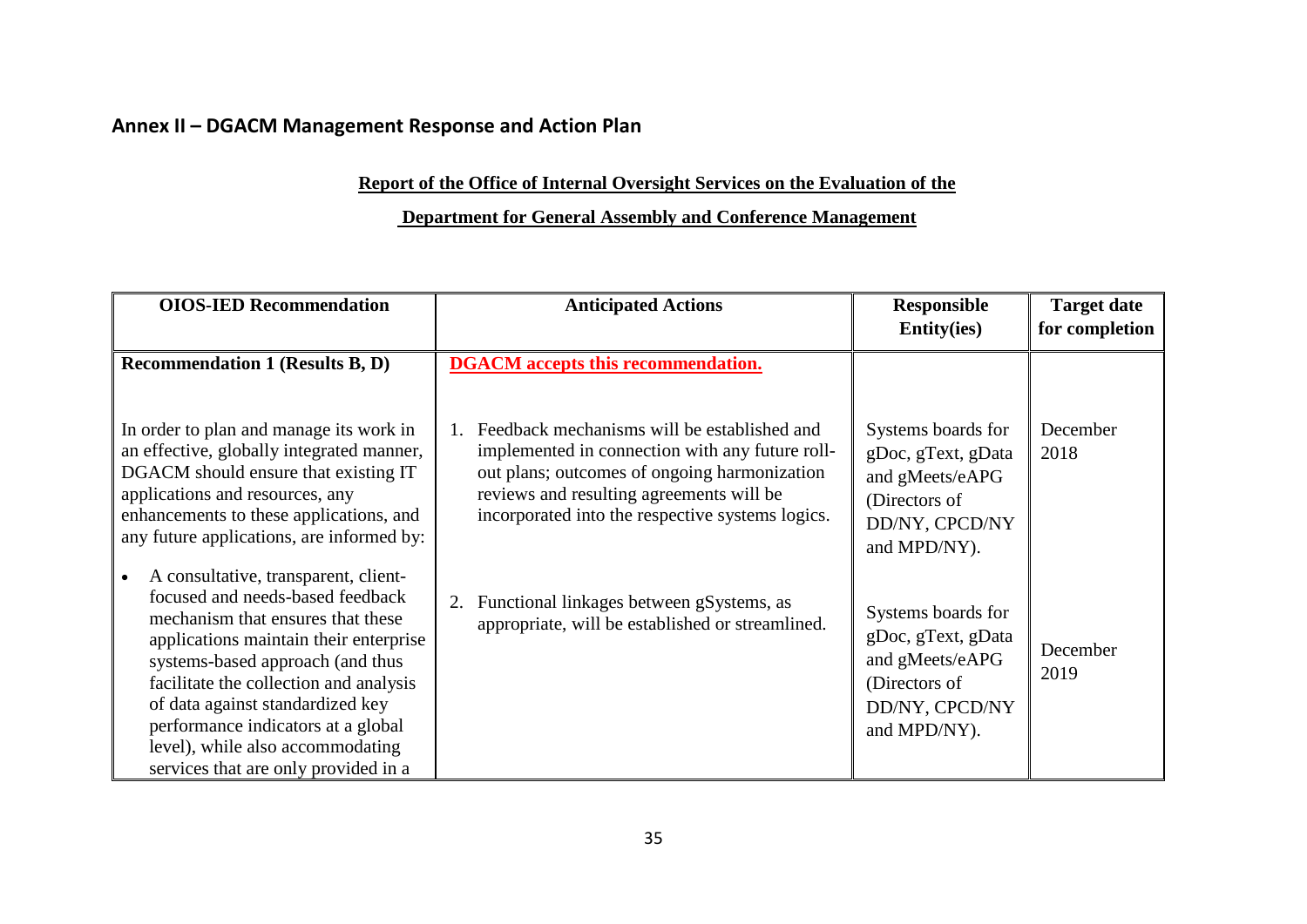## Annex II – DGACM Management Response and Action Plan

**Report of the Office of Internal Oversight Services on the Evaluation of the**

**Department for General Assembly and Conference Management**

| OIOS-IED Recommendation | Anticipated Actions | Responsible Entity(ies) | Target date for completion |
|---|---|---|---|
| **Recommendation 1 (Results B, D)**<br><br>In order to plan and manage its work in an effective, globally integrated manner, DGACM should ensure that existing IT applications and resources, any enhancements to these applications, and any future applications, are informed by:<br><br>• A consultative, transparent, client-focused and needs-based feedback mechanism that ensures that these applications maintain their enterprise systems-based approach (and thus facilitate the collection and analysis of data against standardized key performance indicators at a global level), while also accommodating services that are only provided in a | **DGACM accepts this recommendation.**<br><br>1. Feedback mechanisms will be established and implemented in connection with any future roll-out plans; outcomes of ongoing harmonization reviews and resulting agreements will be incorporated into the respective systems logics.<br><br>2. Functional linkages between gSystems, as appropriate, will be established or streamlined. | Systems boards for gDoc, gText, gData and gMeets/eAPG (Directors of DD/NY, CPCD/NY and MPD/NY).<br><br>Systems boards for gDoc, gText, gData and gMeets/eAPG (Directors of DD/NY, CPCD/NY and MPD/NY). | December 2018<br><br>December 2019 |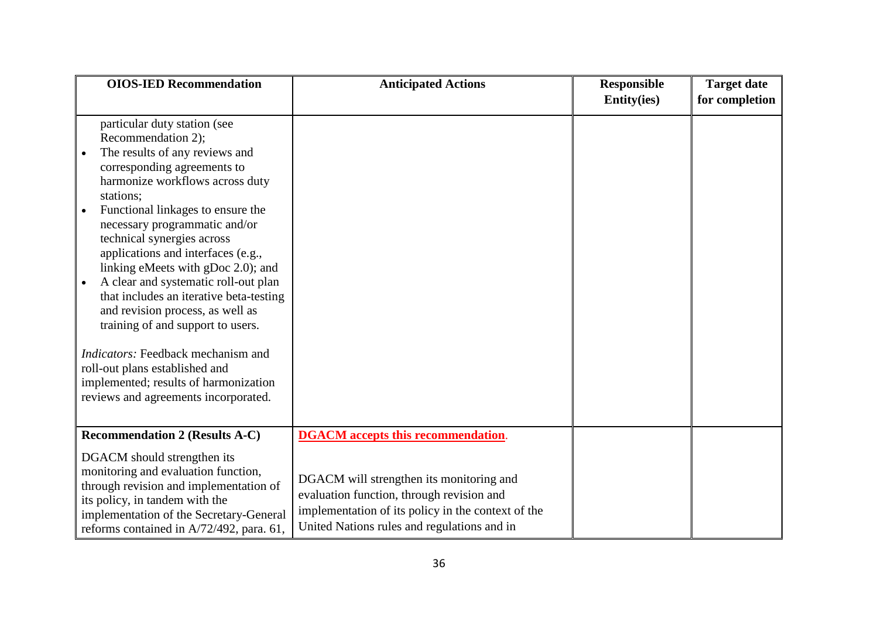| OIOS-IED Recommendation | Anticipated Actions | Responsible Entity(ies) | Target date for completion |
| --- | --- | --- | --- |
| particular duty station (see Recommendation 2);<br>• The results of any reviews and corresponding agreements to harmonize workflows across duty stations;<br>• Functional linkages to ensure the necessary programmatic and/or technical synergies across applications and interfaces (e.g., linking eMeets with gDoc 2.0); and<br>• A clear and systematic roll-out plan that includes an iterative beta-testing and revision process, as well as training of and support to users.<br><br>*Indicators:* Feedback mechanism and roll-out plans established and implemented; results of harmonization reviews and agreements incorporated. | | | |
| **Recommendation 2 (Results A-C)**<br><br>DGACM should strengthen its monitoring and evaluation function, through revision and implementation of its policy, in tandem with the implementation of the Secretary-General reforms contained in A/72/492, para. 61, | **DGACM accepts this recommendation**.<br><br>DGACM will strengthen its monitoring and evaluation function, through revision and implementation of its policy in the context of the United Nations rules and regulations and in | | |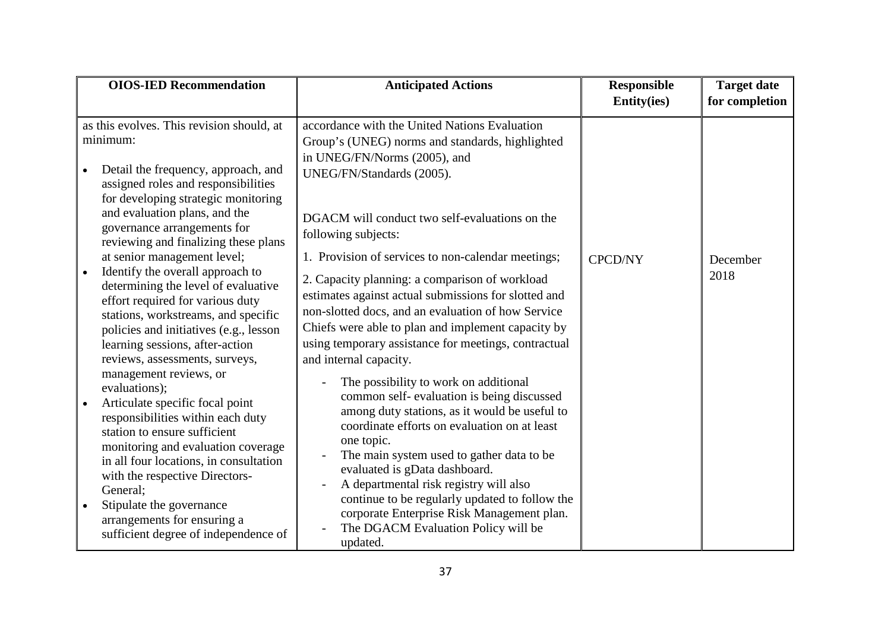| OIOS-IED Recommendation | Anticipated Actions | Responsible Entity(ies) | Target date for completion |
|---|---|---|---|
| as this evolves. This revision should, at minimum:<br><br>• Detail the frequency, approach, and assigned roles and responsibilities for developing strategic monitoring and evaluation plans, and the governance arrangements for reviewing and finalizing these plans at senior management level;<br>• Identify the overall approach to determining the level of evaluative effort required for various duty stations, workstreams, and specific policies and initiatives (e.g., lesson learning sessions, after-action reviews, assessments, surveys, management reviews, or evaluations);<br>• Articulate specific focal point responsibilities within each duty station to ensure sufficient monitoring and evaluation coverage in all four locations, in consultation with the respective Directors-General;<br>• Stipulate the governance arrangements for ensuring a sufficient degree of independence of | accordance with the United Nations Evaluation Group's (UNEG) norms and standards, highlighted in UNEG/FN/Norms (2005), and UNEG/FN/Standards (2005).<br><br>DGACM will conduct two self-evaluations on the following subjects:<br><br>1. Provision of services to non-calendar meetings;<br><br>2. Capacity planning: a comparison of workload estimates against actual submissions for slotted and non-slotted docs, and an evaluation of how Service Chiefs were able to plan and implement capacity by using temporary assistance for meetings, contractual and internal capacity.<br><br>- The possibility to work on additional common self- evaluation is being discussed among duty stations, as it would be useful to coordinate efforts on evaluation on at least one topic.<br>- The main system used to gather data to be evaluated is gData dashboard.<br>- A departmental risk registry will also continue to be regularly updated to follow the corporate Enterprise Risk Management plan.<br>- The DGACM Evaluation Policy will be updated. | CPCD/NY | December 2018 |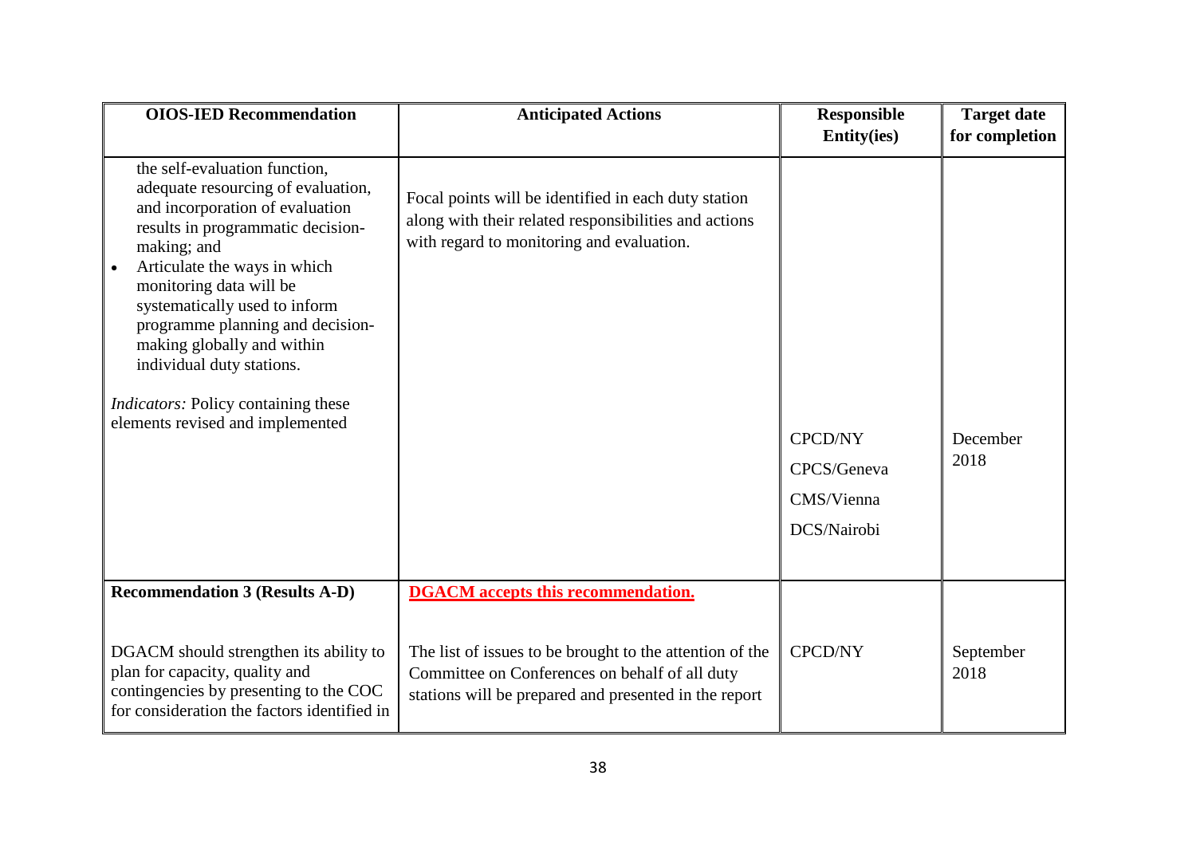| OIOS-IED Recommendation | Anticipated Actions | Responsible Entity(ies) | Target date for completion |
|---|---|---|---|
| the self-evaluation function, adequate resourcing of evaluation, and incorporation of evaluation results in programmatic decision-making; and<br>• Articulate the ways in which monitoring data will be systematically used to inform programme planning and decision-making globally and within individual duty stations.<br><br>*Indicators:* Policy containing these elements revised and implemented | Focal points will be identified in each duty station along with their related responsibilities and actions with regard to monitoring and evaluation. | CPCD/NY<br>CPCS/Geneva<br>CMS/Vienna<br>DCS/Nairobi | December 2018 |
| **Recommendation 3 (Results A-D)**<br><br>DGACM should strengthen its ability to plan for capacity, quality and contingencies by presenting to the COC for consideration the factors identified in | **DGACM accepts this recommendation.**<br><br>The list of issues to be brought to the attention of the Committee on Conferences on behalf of all duty stations will be prepared and presented in the report | CPCD/NY | September 2018 |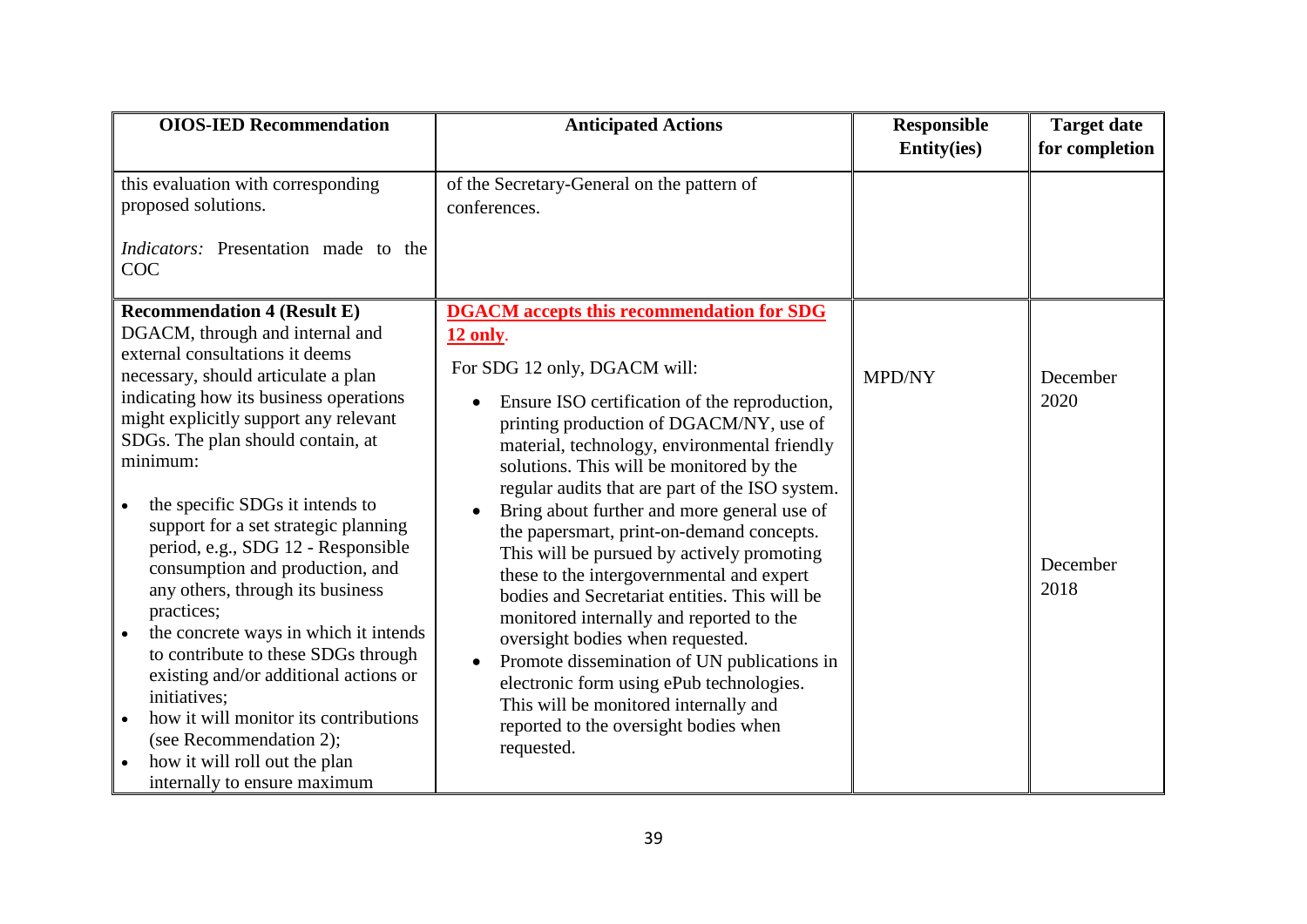| OIOS-IED Recommendation | Anticipated Actions | Responsible Entity(ies) | Target date for completion |
|---|---|---|---|
| this evaluation with corresponding proposed solutions.<br><br>*Indicators:* Presentation made to the COC | of the Secretary-General on the pattern of conferences. | | |
| **Recommendation 4 (Result E)**<br>DGACM, through and internal and external consultations it deems necessary, should articulate a plan indicating how its business operations might explicitly support any relevant SDGs. The plan should contain, at minimum:<br><br>• the specific SDGs it intends to support for a set strategic planning period, e.g., SDG 12 - Responsible consumption and production, and any others, through its business practices;<br>• the concrete ways in which it intends to contribute to these SDGs through existing and/or additional actions or initiatives;<br>• how it will monitor its contributions (see Recommendation 2);<br>• how it will roll out the plan internally to ensure maximum | **DGACM accepts this recommendation for SDG 12 only**.<br><br>For SDG 12 only, DGACM will:<br><br>• Ensure ISO certification of the reproduction, printing production of DGACM/NY, use of material, technology, environmental friendly solutions. This will be monitored by the regular audits that are part of the ISO system.<br>• Bring about further and more general use of the papersmart, print-on-demand concepts. This will be pursued by actively promoting these to the intergovernmental and expert bodies and Secretariat entities. This will be monitored internally and reported to the oversight bodies when requested.<br>• Promote dissemination of UN publications in electronic form using ePub technologies. This will be monitored internally and reported to the oversight bodies when requested. | MPD/NY | December 2020<br><br>December 2018 |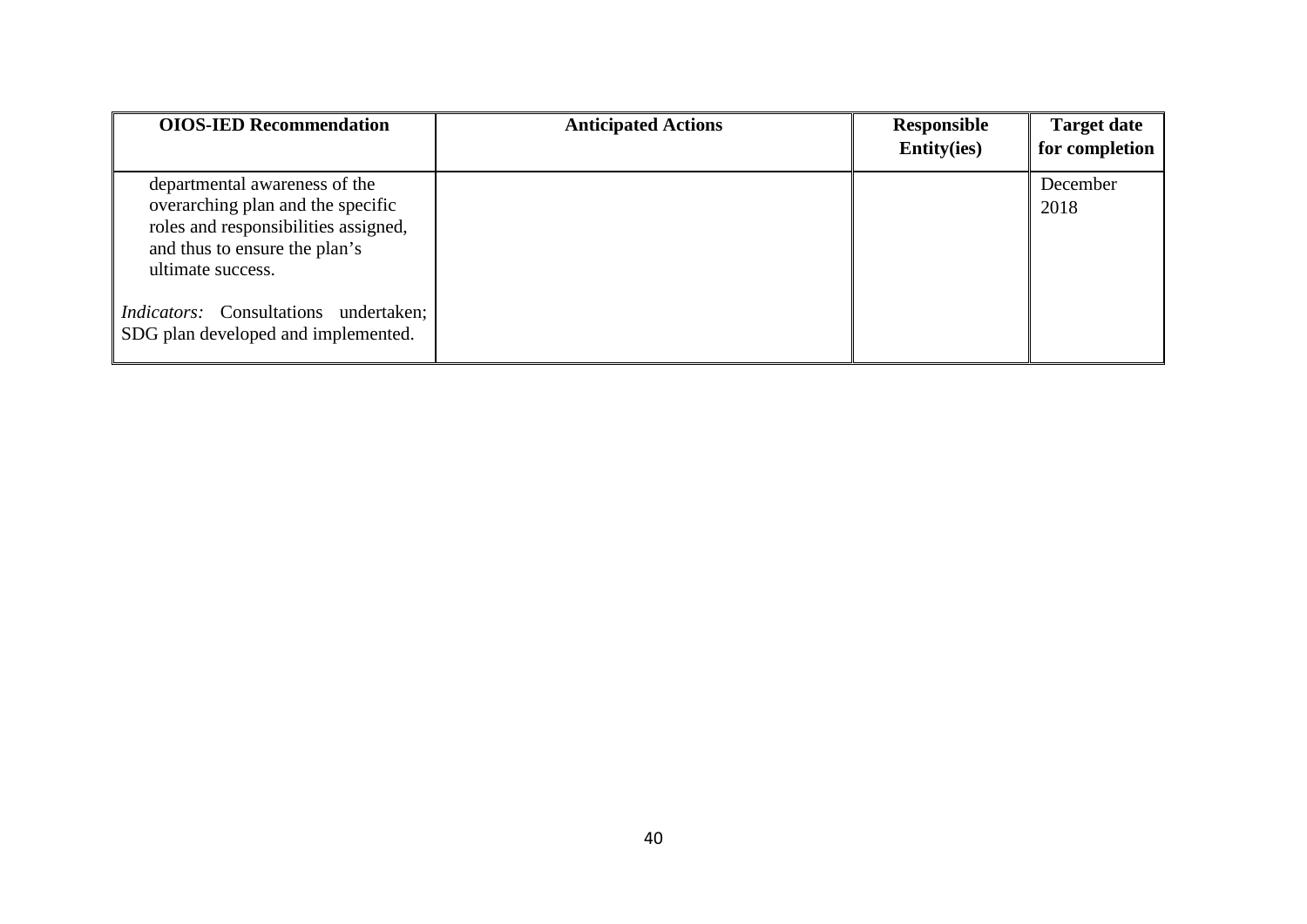| OIOS-IED Recommendation | Anticipated Actions | Responsible Entity(ies) | Target date for completion |
| --- | --- | --- | --- |
| departmental awareness of the overarching plan and the specific roles and responsibilities assigned, and thus to ensure the plan's ultimate success.<br><br>*Indicators:* Consultations undertaken; SDG plan developed and implemented. | | | December 2018 |